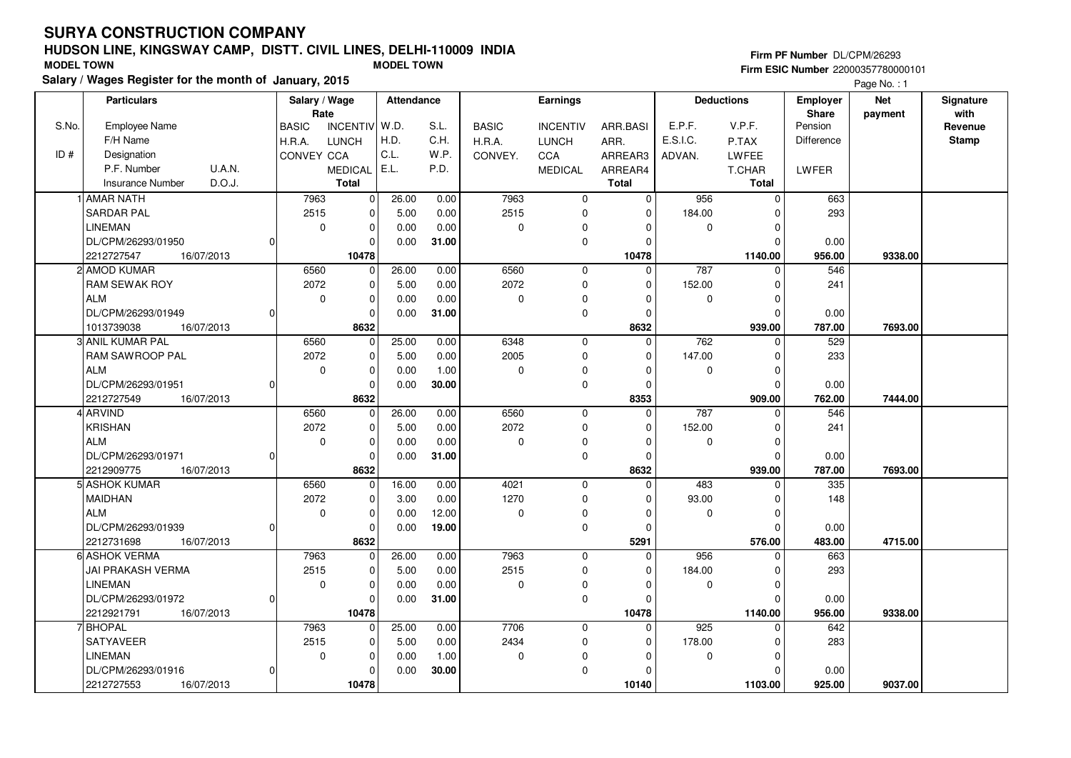# SURYA CONSTRUCTION COMPANY

## HUDSON LINE, KINGSWAY CAMP, DISTT. CIVIL LINES, DELHI-110009 INDIA

MODEL TOWN | MODEL TOWN

**Firm PF Number** DL/CPM/26293
**Firm ESIC Number** 22000357780000101

**Salary / Wages Register for the month of January, 2015**

Page No. : 1

| S.No. / ID # | Particulars: Employee Name / F/H Name / Designation / P.F. Number, U.A.N. / Insurance Number, D.O.J. | Salary / Wage Rate: BASIC / H.R.A. / CONVEY | INCENTIV / LUNCH / CCA / MEDICAL / Total | Attendance: W.D. / H.D. / C.L. / E.L. | S.L. / C.H. / W.P. / P.D. | Earnings: BASIC / H.R.A. / CONVEY. | INCENTIV / LUNCH / CCA / MEDICAL | ARR.BASI / ARR. / ARREAR3 / ARREAR4 / Total | Deductions: E.P.F. / E.S.I.C. / ADVAN. | V.P.F. / P.TAX / LWFEE / T.CHAR / Total | Employer Share: Pension / Difference / LWFER | Net payment | Signature with Revenue Stamp |
|---|---|---|---|---|---|---|---|---|---|---|---|---|---|
| 1 | AMAR NATH / SARDAR PAL / LINEMAN / DL/CPM/26293/01950, 0 / 2212727547, 16/07/2013 | 7963 / 2515 / 0 | 0 / 0 / 0 / 0 / **10478** | 26.00 / 5.00 / 0.00 / 0.00 | 0.00 / 0.00 / 0.00 / **31.00** | 7963 / 2515 / 0 | 0 / 0 / 0 / 0 | 0 / 0 / 0 / 0 / **10478** | 956 / 184.00 / 0 | 0 / 0 / 0 / 0 / **1140.00** | 663 / 293 / 0.00 / **956.00** | **9338.00** | |
| 2 | AMOD KUMAR / RAM SEWAK ROY / ALM / DL/CPM/26293/01949, 0 / 1013739038, 16/07/2013 | 6560 / 2072 / 0 | 0 / 0 / 0 / 0 / **8632** | 26.00 / 5.00 / 0.00 / 0.00 | 0.00 / 0.00 / 0.00 / **31.00** | 6560 / 2072 / 0 | 0 / 0 / 0 / 0 | 0 / 0 / 0 / 0 / **8632** | 787 / 152.00 / 0 | 0 / 0 / 0 / 0 / **939.00** | 546 / 241 / 0.00 / **787.00** | **7693.00** | |
| 3 | ANIL KUMAR PAL / RAM SAWROOP PAL / ALM / DL/CPM/26293/01951, 0 / 2212727549, 16/07/2013 | 6560 / 2072 / 0 | 0 / 0 / 0 / 0 / **8632** | 25.00 / 5.00 / 0.00 / 0.00 | 0.00 / 0.00 / 1.00 / **30.00** | 6348 / 2005 / 0 | 0 / 0 / 0 / 0 | 0 / 0 / 0 / 0 / **8353** | 762 / 147.00 / 0 | 0 / 0 / 0 / 0 / **909.00** | 529 / 233 / 0.00 / **762.00** | **7444.00** | |
| 4 | ARVIND / KRISHAN / ALM / DL/CPM/26293/01971, 0 / 2212909775, 16/07/2013 | 6560 / 2072 / 0 | 0 / 0 / 0 / 0 / **8632** | 26.00 / 5.00 / 0.00 / 0.00 | 0.00 / 0.00 / 0.00 / **31.00** | 6560 / 2072 / 0 | 0 / 0 / 0 / 0 | 0 / 0 / 0 / 0 / **8632** | 787 / 152.00 / 0 | 0 / 0 / 0 / 0 / **939.00** | 546 / 241 / 0.00 / **787.00** | **7693.00** | |
| 5 | ASHOK KUMAR / MAIDHAN / ALM / DL/CPM/26293/01939, 0 / 2212731698, 16/07/2013 | 6560 / 2072 / 0 | 0 / 0 / 0 / 0 / **8632** | 16.00 / 3.00 / 0.00 / 0.00 | 0.00 / 0.00 / 12.00 / **19.00** | 4021 / 1270 / 0 | 0 / 0 / 0 / 0 | 0 / 0 / 0 / 0 / **5291** | 483 / 93.00 / 0 | 0 / 0 / 0 / 0 / **576.00** | 335 / 148 / 0.00 / **483.00** | **4715.00** | |
| 6 | ASHOK VERMA / JAI PRAKASH VERMA / LINEMAN / DL/CPM/26293/01972, 0 / 2212921791, 16/07/2013 | 7963 / 2515 / 0 | 0 / 0 / 0 / 0 / **10478** | 26.00 / 5.00 / 0.00 / 0.00 | 0.00 / 0.00 / 0.00 / **31.00** | 7963 / 2515 / 0 | 0 / 0 / 0 / 0 | 0 / 0 / 0 / 0 / **10478** | 956 / 184.00 / 0 | 0 / 0 / 0 / 0 / **1140.00** | 663 / 293 / 0.00 / **956.00** | **9338.00** | |
| 7 | BHOPAL / SATYAVEER / LINEMAN / DL/CPM/26293/01916, 0 / 2212727553, 16/07/2013 | 7963 / 2515 / 0 | 0 / 0 / 0 / 0 / **10478** | 25.00 / 5.00 / 0.00 / 0.00 | 0.00 / 0.00 / 1.00 / **30.00** | 7706 / 2434 / 0 | 0 / 0 / 0 / 0 | 0 / 0 / 0 / 0 / **10140** | 925 / 178.00 / 0 | 0 / 0 / 0 / 0 / **1103.00** | 642 / 283 / 0.00 / **925.00** | **9037.00** | |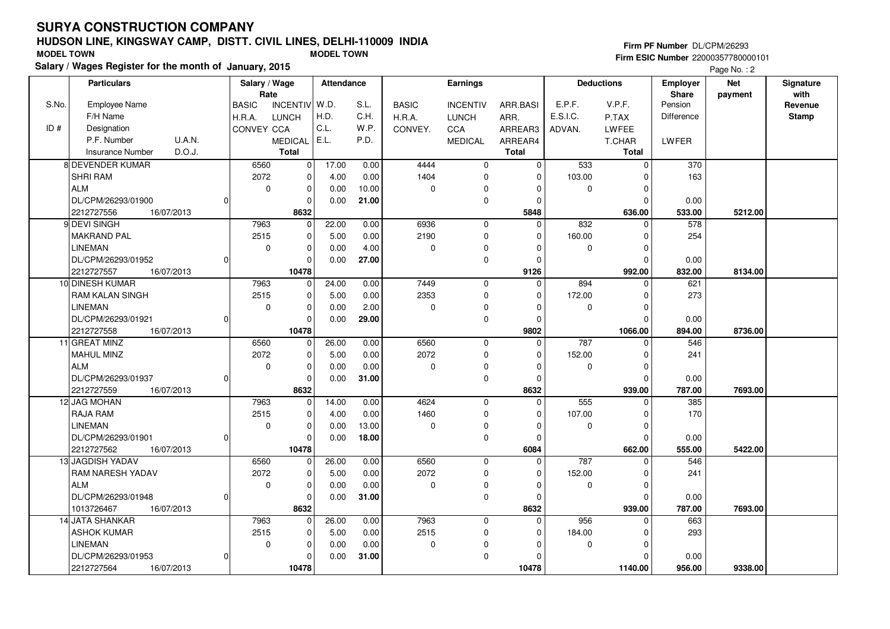# SURYA CONSTRUCTION COMPANY

## HUDSON LINE, KINGSWAY CAMP, DISTT. CIVIL LINES, DELHI-110009 INDIA

MODEL TOWN MODEL TOWN

**Salary / Wages Register for the month of January, 2015**

Firm PF Number DL/CPM/26293
Firm ESIC Number 22000357780000101

| S.No. | Particulars: Employee Name / F/H Name / Designation / P.F. Number, U.A.N. / Insurance Number, D.O.J. | Salary / Wage Rate: BASIC / H.R.A. / CONVEY | Salary / Wage Rate: INCENTIV / LUNCH / CCA / MEDICAL / Total | Attendance: W.D. / H.D. / C.L. / E.L. | Attendance: S.L. / C.H. / W.P. / P.D. | Earnings: BASIC / H.R.A. / CONVEY. | Earnings: INCENTIV / LUNCH / CCA / MEDICAL | Earnings: ARR.BASI / ARR. / ARREAR3 / ARREAR4 / Total | Deductions: E.P.F. / E.S.I.C. / ADVAN. | Deductions: V.P.F. / P.TAX / LWFEE / T.CHAR / Total | Employer Share: Pension / Difference / LWFER | Net payment | Signature with Revenue Stamp |
|---|---|---|---|---|---|---|---|---|---|---|---|---|---|
| 8 | DEVENDER KUMAR / SHRI RAM / ALM / DL/CPM/26293/01900, 0 / 2212727556, 16/07/2013 | 6560 / 2072 / 0 | 0 / 0 / 0 / 0 / **8632** | 17.00 / 4.00 / 0.00 / 0.00 | 0.00 / 0.00 / 10.00 / **21.00** | 4444 / 1404 / 0 | 0 / 0 / 0 / 0 | 0 / 0 / 0 / 0 / **5848** | 533 / 103.00 / 0 | 0 / 0 / 0 / 0 / **636.00** | 370 / 163 / 0.00 / **533.00** | **5212.00** | |
| 9 | DEVI SINGH / MAKRAND PAL / LINEMAN / DL/CPM/26293/01952, 0 / 2212727557, 16/07/2013 | 7963 / 2515 / 0 | 0 / 0 / 0 / 0 / **10478** | 22.00 / 5.00 / 0.00 / 0.00 | 0.00 / 0.00 / 4.00 / **27.00** | 6936 / 2190 / 0 | 0 / 0 / 0 / 0 | 0 / 0 / 0 / 0 / **9126** | 832 / 160.00 / 0 | 0 / 0 / 0 / 0 / **992.00** | 578 / 254 / 0.00 / **832.00** | **8134.00** | |
| 10 | DINESH KUMAR / RAM KALAN SINGH / LINEMAN / DL/CPM/26293/01921, 0 / 2212727558, 16/07/2013 | 7963 / 2515 / 0 | 0 / 0 / 0 / 0 / **10478** | 24.00 / 5.00 / 0.00 / 0.00 | 0.00 / 0.00 / 2.00 / **29.00** | 7449 / 2353 / 0 | 0 / 0 / 0 / 0 | 0 / 0 / 0 / 0 / **9802** | 894 / 172.00 / 0 | 0 / 0 / 0 / 0 / **1066.00** | 621 / 273 / 0.00 / **894.00** | **8736.00** | |
| 11 | GREAT MINZ / MAHUL MINZ / ALM / DL/CPM/26293/01937, 0 / 2212727559, 16/07/2013 | 6560 / 2072 / 0 | 0 / 0 / 0 / 0 / **8632** | 26.00 / 5.00 / 0.00 / 0.00 | 0.00 / 0.00 / 0.00 / **31.00** | 6560 / 2072 / 0 | 0 / 0 / 0 / 0 | 0 / 0 / 0 / 0 / **8632** | 787 / 152.00 / 0 | 0 / 0 / 0 / 0 / **939.00** | 546 / 241 / 0.00 / **787.00** | **7693.00** | |
| 12 | JAG MOHAN / RAJA RAM / LINEMAN / DL/CPM/26293/01901, 0 / 2212727562, 16/07/2013 | 7963 / 2515 / 0 | 0 / 0 / 0 / 0 / **10478** | 14.00 / 4.00 / 0.00 / 0.00 | 0.00 / 0.00 / 13.00 / **18.00** | 4624 / 1460 / 0 | 0 / 0 / 0 / 0 | 0 / 0 / 0 / 0 / **6084** | 555 / 107.00 / 0 | 0 / 0 / 0 / 0 / **662.00** | 385 / 170 / 0.00 / **555.00** | **5422.00** | |
| 13 | JAGDISH YADAV / RAM NARESH YADAV / ALM / DL/CPM/26293/01948, 0 / 1013726467, 16/07/2013 | 6560 / 2072 / 0 | 0 / 0 / 0 / 0 / **8632** | 26.00 / 5.00 / 0.00 / 0.00 | 0.00 / 0.00 / 0.00 / **31.00** | 6560 / 2072 / 0 | 0 / 0 / 0 / 0 | 0 / 0 / 0 / 0 / **8632** | 787 / 152.00 / 0 | 0 / 0 / 0 / 0 / **939.00** | 546 / 241 / 0.00 / **787.00** | **7693.00** | |
| 14 | JATA SHANKAR / ASHOK KUMAR / LINEMAN / DL/CPM/26293/01953, 0 / 2212727564, 16/07/2013 | 7963 / 2515 / 0 | 0 / 0 / 0 / 0 / **10478** | 26.00 / 5.00 / 0.00 / 0.00 | 0.00 / 0.00 / 0.00 / **31.00** | 7963 / 2515 / 0 | 0 / 0 / 0 / 0 | 0 / 0 / 0 / 0 / **10478** | 956 / 184.00 / 0 | 0 / 0 / 0 / 0 / **1140.00** | 663 / 293 / 0.00 / **956.00** | **9338.00** | |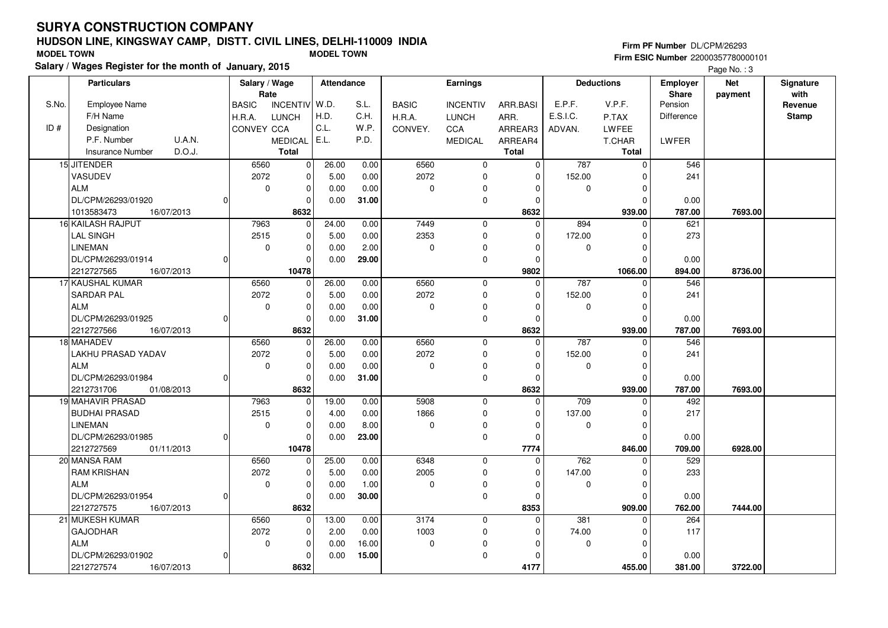# SURYA CONSTRUCTION COMPANY

## HUDSON LINE, KINGSWAY CAMP, DISTT. CIVIL LINES, DELHI-110009 INDIA

**MODEL TOWN** **MODEL TOWN**

**Salary / Wages Register for the month of January, 2015**

**Firm PF Number** DL/CPM/26293
**Firm ESIC Number** 22000357780000101

| S.No. / ID # | Particulars (Employee Name / F/H Name / Designation / P.F. Number, U.A.N. / Insurance Number, D.O.J.) | Salary / Wage Rate (BASIC / H.R.A. / CONVEY) | (INCENTIV / LUNCH / CCA / MEDICAL / Total) | Attendance (W.D. / H.D. / C.L. / E.L.) | (S.L. / C.H. / W.P. / P.D.) | Earnings (BASIC / H.R.A. / CONVEY.) | (INCENTIV / LUNCH / CCA / MEDICAL) | (ARR.BASI / ARR. / ARREAR3 / ARREAR4 / Total) | Deductions (E.P.F. / E.S.I.C. / ADVAN.) | (V.P.F. / P.TAX / LWFEE / T.CHAR / Total) | Employer Share (Pension / Difference / LWFER) | Net payment | Signature with Revenue Stamp |
|---|---|---|---|---|---|---|---|---|---|---|---|---|---|
| 15 | JITENDER | 6560 | 0 | 26.00 | 0.00 | 6560 | 0 | 0 | 787 | 0 | 546 | | |
| | VASUDEV | 2072 | 0 | 5.00 | 0.00 | 2072 | 0 | 0 | 152.00 | 0 | 241 | | |
| | ALM | 0 | 0 | 0.00 | 0.00 | 0 | 0 | 0 | 0 | 0 | | | |
| | DL/CPM/26293/01920 0 | | 0 | 0.00 | 31.00 | | 0 | 0 | | 0 | 0.00 | | |
| | 1013583473 16/07/2013 | | 8632 | | | | | 8632 | | 939.00 | 787.00 | 7693.00 | |
| 16 | KAILASH RAJPUT | 7963 | 0 | 24.00 | 0.00 | 7449 | 0 | 0 | 894 | 0 | 621 | | |
| | LAL SINGH | 2515 | 0 | 5.00 | 0.00 | 2353 | 0 | 0 | 172.00 | 0 | 273 | | |
| | LINEMAN | 0 | 0 | 0.00 | 2.00 | 0 | 0 | 0 | 0 | 0 | | | |
| | DL/CPM/26293/01914 0 | | 0 | 0.00 | 29.00 | | 0 | 0 | | 0 | 0.00 | | |
| | 2212727565 16/07/2013 | | 10478 | | | | | 9802 | | 1066.00 | 894.00 | 8736.00 | |
| 17 | KAUSHAL KUMAR | 6560 | 0 | 26.00 | 0.00 | 6560 | 0 | 0 | 787 | 0 | 546 | | |
| | SARDAR PAL | 2072 | 0 | 5.00 | 0.00 | 2072 | 0 | 0 | 152.00 | 0 | 241 | | |
| | ALM | 0 | 0 | 0.00 | 0.00 | 0 | 0 | 0 | 0 | 0 | | | |
| | DL/CPM/26293/01925 0 | | 0 | 0.00 | 31.00 | | 0 | 0 | | 0 | 0.00 | | |
| | 2212727566 16/07/2013 | | 8632 | | | | | 8632 | | 939.00 | 787.00 | 7693.00 | |
| 18 | MAHADEV | 6560 | 0 | 26.00 | 0.00 | 6560 | 0 | 0 | 787 | 0 | 546 | | |
| | LAKHU PRASAD YADAV | 2072 | 0 | 5.00 | 0.00 | 2072 | 0 | 0 | 152.00 | 0 | 241 | | |
| | ALM | 0 | 0 | 0.00 | 0.00 | 0 | 0 | 0 | 0 | 0 | | | |
| | DL/CPM/26293/01984 0 | | 0 | 0.00 | 31.00 | | 0 | 0 | | 0 | 0.00 | | |
| | 2212731706 01/08/2013 | | 8632 | | | | | 8632 | | 939.00 | 787.00 | 7693.00 | |
| 19 | MAHAVIR PRASAD | 7963 | 0 | 19.00 | 0.00 | 5908 | 0 | 0 | 709 | 0 | 492 | | |
| | BUDHAI PRASAD | 2515 | 0 | 4.00 | 0.00 | 1866 | 0 | 0 | 137.00 | 0 | 217 | | |
| | LINEMAN | 0 | 0 | 0.00 | 8.00 | 0 | 0 | 0 | 0 | 0 | | | |
| | DL/CPM/26293/01985 0 | | 0 | 0.00 | 23.00 | | 0 | 0 | | 0 | 0.00 | | |
| | 2212727569 01/11/2013 | | 10478 | | | | | 7774 | | 846.00 | 709.00 | 6928.00 | |
| 20 | MANSA RAM | 6560 | 0 | 25.00 | 0.00 | 6348 | 0 | 0 | 762 | 0 | 529 | | |
| | RAM KRISHAN | 2072 | 0 | 5.00 | 0.00 | 2005 | 0 | 0 | 147.00 | 0 | 233 | | |
| | ALM | 0 | 0 | 0.00 | 1.00 | 0 | 0 | 0 | 0 | 0 | | | |
| | DL/CPM/26293/01954 0 | | 0 | 0.00 | 30.00 | | 0 | 0 | | 0 | 0.00 | | |
| | 2212727575 16/07/2013 | | 8632 | | | | | 8353 | | 909.00 | 762.00 | 7444.00 | |
| 21 | MUKESH KUMAR | 6560 | 0 | 13.00 | 0.00 | 3174 | 0 | 0 | 381 | 0 | 264 | | |
| | GAJODHAR | 2072 | 0 | 2.00 | 0.00 | 1003 | 0 | 0 | 74.00 | 0 | 117 | | |
| | ALM | 0 | 0 | 0.00 | 16.00 | 0 | 0 | 0 | 0 | 0 | | | |
| | DL/CPM/26293/01902 0 | | 0 | 0.00 | 15.00 | | 0 | 0 | | 0 | 0.00 | | |
| | 2212727574 16/07/2013 | | 8632 | | | | | 4177 | | 455.00 | 381.00 | 3722.00 | |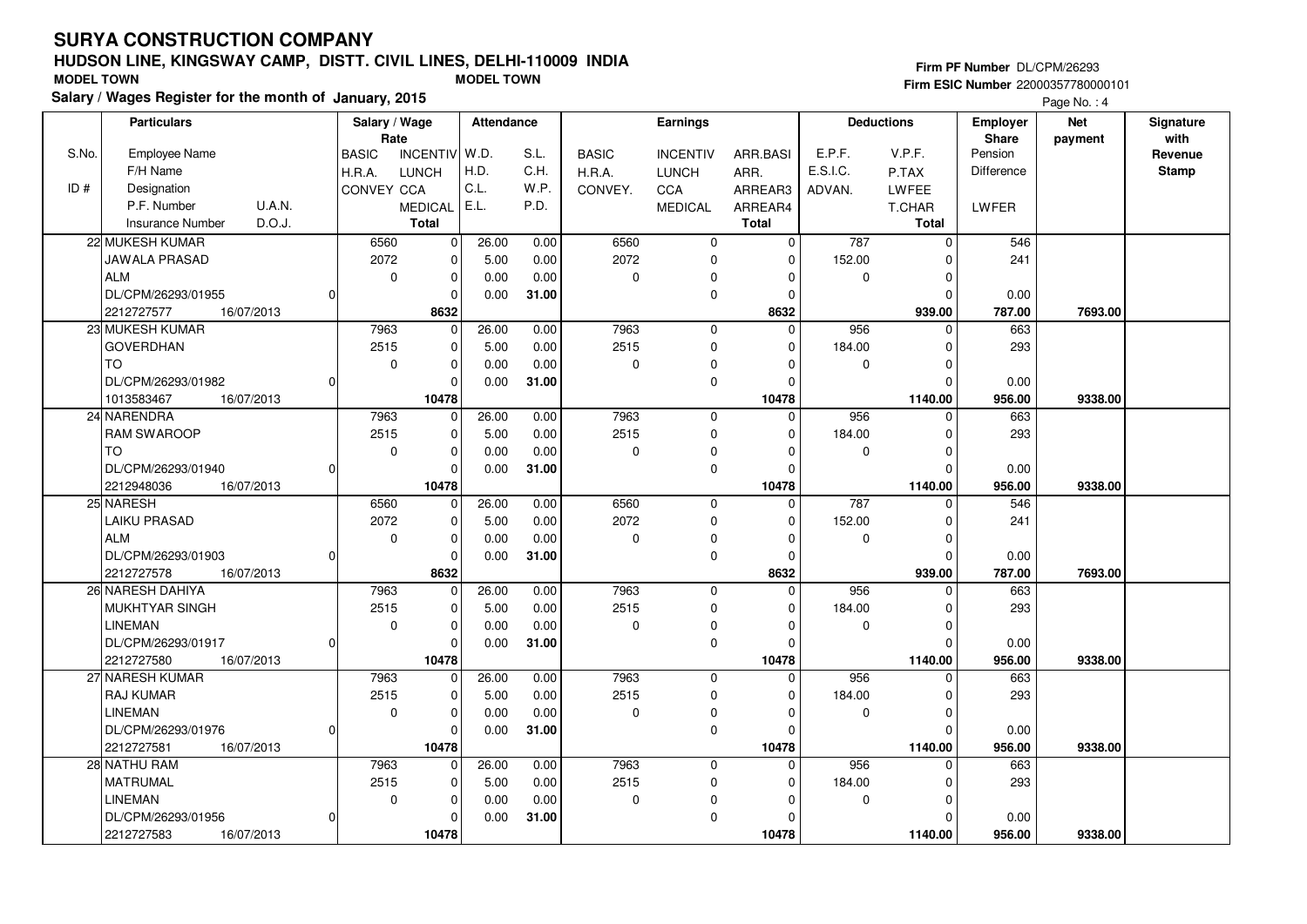# SURYA CONSTRUCTION COMPANY

## HUDSON LINE, KINGSWAY CAMP, DISTT. CIVIL LINES, DELHI-110009 INDIA

MODEL TOWN

MODEL TOWN

**Salary / Wages Register for the month of January, 2015**

Firm PF Number DL/CPM/26293

Firm ESIC Number 22000357780000101

| S.No. / ID # | Particulars: Employee Name / F/H Name / Designation / P.F. Number / U.A.N. / Insurance Number / D.O.J. | Salary / Wage Rate: BASIC / H.R.A. / CONVEY | INCENTIV / LUNCH / CCA / MEDICAL / Total | Attendance: W.D. / H.D. / C.L. / E.L. | S.L. / C.H. / W.P. / P.D. | Earnings: BASIC / H.R.A. / CONVEY. | INCENTIV / LUNCH / CCA / MEDICAL | ARR.BASI / ARR. / ARREAR3 / ARREAR4 / Total | Deductions: E.P.F. / E.S.I.C. / ADVAN. | V.P.F. / P.TAX / LWFEE / T.CHAR / Total | Employer Share: Pension / Difference / LWFER | Net payment | Signature with Revenue Stamp |
|---|---|---|---|---|---|---|---|---|---|---|---|---|---|
| 22 | MUKESH KUMAR / JAWALA PRASAD / ALM / DL/CPM/26293/01955 / 0 / 2212727577 / 16/07/2013 | 6560 / 2072 / 0 | 0 / 0 / 0 / 0 / **8632** | 26.00 / 5.00 / 0.00 / 0.00 | 0.00 / 0.00 / 0.00 / **31.00** | 6560 / 2072 / 0 | 0 / 0 / 0 / 0 | 0 / 0 / 0 / 0 / **8632** | 787 / 152.00 / 0 | 0 / 0 / 0 / 0 / **939.00** | 546 / 241 / 0.00 / **787.00** | **7693.00** | |
| 23 | MUKESH KUMAR / GOVERDHAN / TO / DL/CPM/26293/01982 / 0 / 1013583467 / 16/07/2013 | 7963 / 2515 / 0 | 0 / 0 / 0 / 0 / **10478** | 26.00 / 5.00 / 0.00 / 0.00 | 0.00 / 0.00 / 0.00 / **31.00** | 7963 / 2515 / 0 | 0 / 0 / 0 / 0 | 0 / 0 / 0 / 0 / **10478** | 956 / 184.00 / 0 | 0 / 0 / 0 / 0 / **1140.00** | 663 / 293 / 0.00 / **956.00** | **9338.00** | |
| 24 | NARENDRA / RAM SWAROOP / TO / DL/CPM/26293/01940 / 0 / 2212948036 / 16/07/2013 | 7963 / 2515 / 0 | 0 / 0 / 0 / 0 / **10478** | 26.00 / 5.00 / 0.00 / 0.00 | 0.00 / 0.00 / 0.00 / **31.00** | 7963 / 2515 / 0 | 0 / 0 / 0 / 0 | 0 / 0 / 0 / 0 / **10478** | 956 / 184.00 / 0 | 0 / 0 / 0 / 0 / **1140.00** | 663 / 293 / 0.00 / **956.00** | **9338.00** | |
| 25 | NARESH / LAIKU PRASAD / ALM / DL/CPM/26293/01903 / 0 / 2212727578 / 16/07/2013 | 6560 / 2072 / 0 | 0 / 0 / 0 / 0 / **8632** | 26.00 / 5.00 / 0.00 / 0.00 | 0.00 / 0.00 / 0.00 / **31.00** | 6560 / 2072 / 0 | 0 / 0 / 0 / 0 | 0 / 0 / 0 / 0 / **8632** | 787 / 152.00 / 0 | 0 / 0 / 0 / 0 / **939.00** | 546 / 241 / 0.00 / **787.00** | **7693.00** | |
| 26 | NARESH DAHIYA / MUKHTYAR SINGH / LINEMAN / DL/CPM/26293/01917 / 0 / 2212727580 / 16/07/2013 | 7963 / 2515 / 0 | 0 / 0 / 0 / 0 / **10478** | 26.00 / 5.00 / 0.00 / 0.00 | 0.00 / 0.00 / 0.00 / **31.00** | 7963 / 2515 / 0 | 0 / 0 / 0 / 0 | 0 / 0 / 0 / 0 / **10478** | 956 / 184.00 / 0 | 0 / 0 / 0 / 0 / **1140.00** | 663 / 293 / 0.00 / **956.00** | **9338.00** | |
| 27 | NARESH KUMAR / RAJ KUMAR / LINEMAN / DL/CPM/26293/01976 / 0 / 2212727581 / 16/07/2013 | 7963 / 2515 / 0 | 0 / 0 / 0 / 0 / **10478** | 26.00 / 5.00 / 0.00 / 0.00 | 0.00 / 0.00 / 0.00 / **31.00** | 7963 / 2515 / 0 | 0 / 0 / 0 / 0 | 0 / 0 / 0 / 0 / **10478** | 956 / 184.00 / 0 | 0 / 0 / 0 / 0 / **1140.00** | 663 / 293 / 0.00 / **956.00** | **9338.00** | |
| 28 | NATHU RAM / MATRUMAL / LINEMAN / DL/CPM/26293/01956 / 0 / 2212727583 / 16/07/2013 | 7963 / 2515 / 0 | 0 / 0 / 0 / 0 / **10478** | 26.00 / 5.00 / 0.00 / 0.00 | 0.00 / 0.00 / 0.00 / **31.00** | 7963 / 2515 / 0 | 0 / 0 / 0 / 0 | 0 / 0 / 0 / 0 / **10478** | 956 / 184.00 / 0 | 0 / 0 / 0 / 0 / **1140.00** | 663 / 293 / 0.00 / **956.00** | **9338.00** | |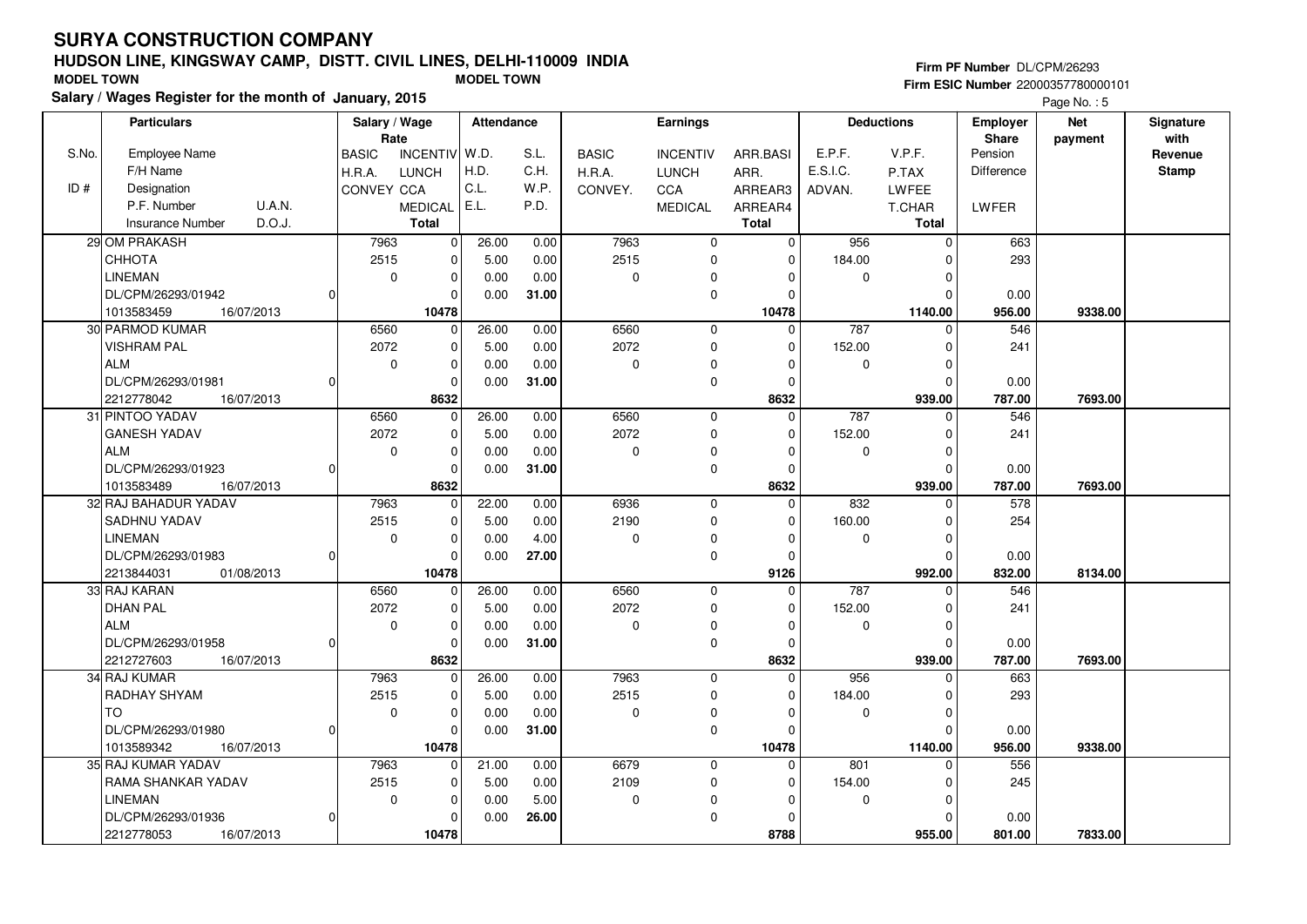# SURYA CONSTRUCTION COMPANY

## HUDSON LINE, KINGSWAY CAMP, DISTT. CIVIL LINES, DELHI-110009 INDIA

MODEL TOWN MODEL TOWN

**Salary / Wages Register for the month of January, 2015**

Firm PF Number DL/CPM/26293
Firm ESIC Number 22000357780000101

| S.No. / ID # | Particulars: Employee Name / F/H Name / Designation / P.F. Number U.A.N. / Insurance Number D.O.J. | Salary / Wage Rate: BASIC / H.R.A. / CONVEY | INCENTIV / LUNCH / CCA / MEDICAL / Total | Attendance: W.D. / H.D. / C.L. / E.L. | S.L. / C.H. / W.P. / P.D. | Earnings: BASIC / H.R.A. / CONVEY. | INCENTIV / LUNCH / CCA / MEDICAL | ARR.BASI / ARR. / ARREAR3 / ARREAR4 / Total | Deductions: E.P.F. / E.S.I.C. / ADVAN. | V.P.F. / P.TAX / LWFEE / T.CHAR / Total | Employer Share: Pension / Difference / LWFER | Net payment | Signature with Revenue Stamp |
|---|---|---|---|---|---|---|---|---|---|---|---|---|---|
| 29 | OM PRAKASH | 7963 | 0 | 26.00 | 0.00 | 7963 | 0 | 0 | 956 | 0 | 663 | | |
| | CHHOTA | 2515 | 0 | 5.00 | 0.00 | 2515 | 0 | 0 | 184.00 | 0 | 293 | | |
| | LINEMAN | 0 | 0 | 0.00 | 0.00 | 0 | 0 | 0 | 0 | 0 | | | |
| | DL/CPM/26293/01942 0 | | 0 | 0.00 | 31.00 | | 0 | 0 | | 0 | 0.00 | | |
| | 1013583459 16/07/2013 | | 10478 | | | | | 10478 | | 1140.00 | 956.00 | 9338.00 | |
| 30 | PARMOD KUMAR | 6560 | 0 | 26.00 | 0.00 | 6560 | 0 | 0 | 787 | 0 | 546 | | |
| | VISHRAM PAL | 2072 | 0 | 5.00 | 0.00 | 2072 | 0 | 0 | 152.00 | 0 | 241 | | |
| | ALM | 0 | 0 | 0.00 | 0.00 | 0 | 0 | 0 | 0 | 0 | | | |
| | DL/CPM/26293/01981 0 | | 0 | 0.00 | 31.00 | | 0 | 0 | | 0 | 0.00 | | |
| | 2212778042 16/07/2013 | | 8632 | | | | | 8632 | | 939.00 | 787.00 | 7693.00 | |
| 31 | PINTOO YADAV | 6560 | 0 | 26.00 | 0.00 | 6560 | 0 | 0 | 787 | 0 | 546 | | |
| | GANESH YADAV | 2072 | 0 | 5.00 | 0.00 | 2072 | 0 | 0 | 152.00 | 0 | 241 | | |
| | ALM | 0 | 0 | 0.00 | 0.00 | 0 | 0 | 0 | 0 | 0 | | | |
| | DL/CPM/26293/01923 0 | | 0 | 0.00 | 31.00 | | 0 | 0 | | 0 | 0.00 | | |
| | 1013583489 16/07/2013 | | 8632 | | | | | 8632 | | 939.00 | 787.00 | 7693.00 | |
| 32 | RAJ BAHADUR YADAV | 7963 | 0 | 22.00 | 0.00 | 6936 | 0 | 0 | 832 | 0 | 578 | | |
| | SADHNU YADAV | 2515 | 0 | 5.00 | 0.00 | 2190 | 0 | 0 | 160.00 | 0 | 254 | | |
| | LINEMAN | 0 | 0 | 0.00 | 4.00 | 0 | 0 | 0 | 0 | 0 | | | |
| | DL/CPM/26293/01983 0 | | 0 | 0.00 | 27.00 | | 0 | 0 | | 0 | 0.00 | | |
| | 2213844031 01/08/2013 | | 10478 | | | | | 9126 | | 992.00 | 832.00 | 8134.00 | |
| 33 | RAJ KARAN | 6560 | 0 | 26.00 | 0.00 | 6560 | 0 | 0 | 787 | 0 | 546 | | |
| | DHAN PAL | 2072 | 0 | 5.00 | 0.00 | 2072 | 0 | 0 | 152.00 | 0 | 241 | | |
| | ALM | 0 | 0 | 0.00 | 0.00 | 0 | 0 | 0 | 0 | 0 | | | |
| | DL/CPM/26293/01958 0 | | 0 | 0.00 | 31.00 | | 0 | 0 | | 0 | 0.00 | | |
| | 2212727603 16/07/2013 | | 8632 | | | | | 8632 | | 939.00 | 787.00 | 7693.00 | |
| 34 | RAJ KUMAR | 7963 | 0 | 26.00 | 0.00 | 7963 | 0 | 0 | 956 | 0 | 663 | | |
| | RADHAY SHYAM | 2515 | 0 | 5.00 | 0.00 | 2515 | 0 | 0 | 184.00 | 0 | 293 | | |
| | TO | 0 | 0 | 0.00 | 0.00 | 0 | 0 | 0 | 0 | 0 | | | |
| | DL/CPM/26293/01980 0 | | 0 | 0.00 | 31.00 | | 0 | 0 | | 0 | 0.00 | | |
| | 1013589342 16/07/2013 | | 10478 | | | | | 10478 | | 1140.00 | 956.00 | 9338.00 | |
| 35 | RAJ KUMAR YADAV | 7963 | 0 | 21.00 | 0.00 | 6679 | 0 | 0 | 801 | 0 | 556 | | |
| | RAMA SHANKAR YADAV | 2515 | 0 | 5.00 | 0.00 | 2109 | 0 | 0 | 154.00 | 0 | 245 | | |
| | LINEMAN | 0 | 0 | 0.00 | 5.00 | 0 | 0 | 0 | 0 | 0 | | | |
| | DL/CPM/26293/01936 0 | | 0 | 0.00 | 26.00 | | 0 | 0 | | 0 | 0.00 | | |
| | 2212778053 16/07/2013 | | 10478 | | | | | 8788 | | 955.00 | 801.00 | 7833.00 | |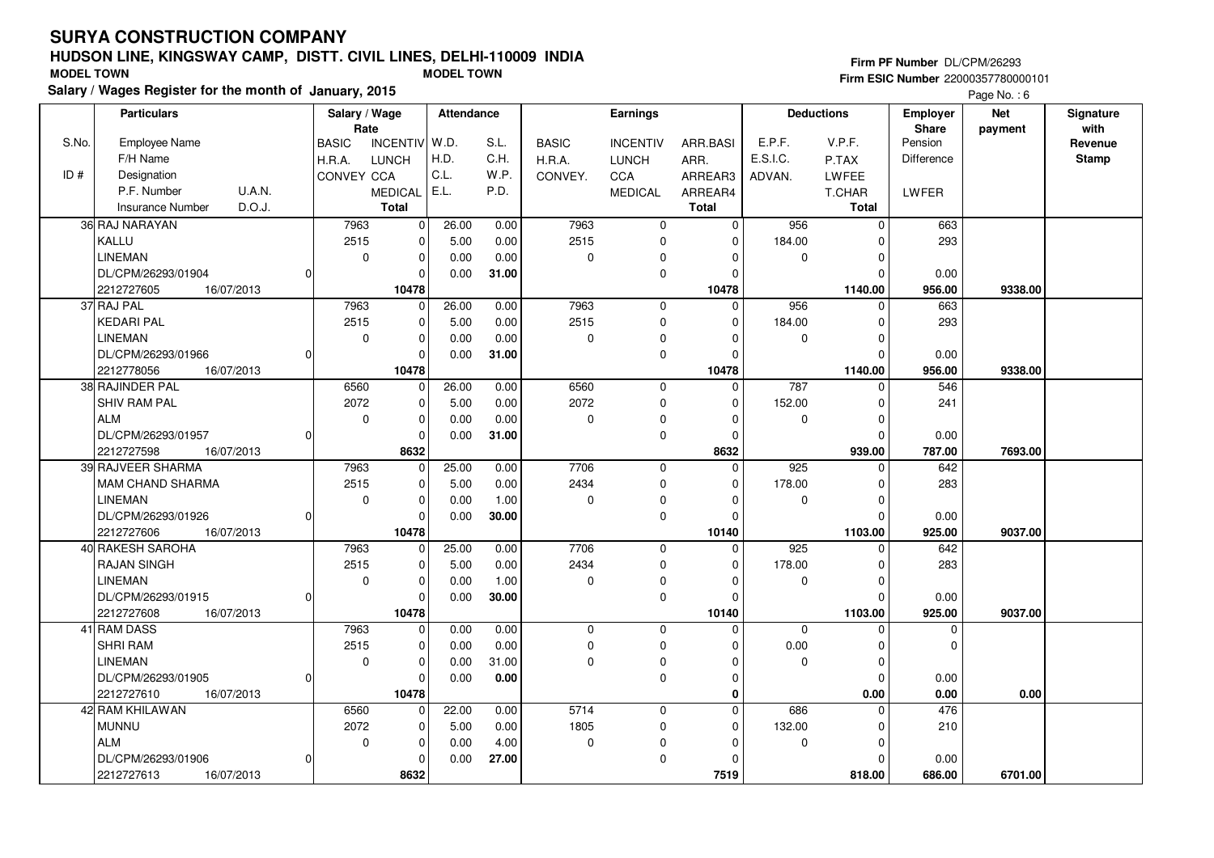# SURYA CONSTRUCTION COMPANY

## HUDSON LINE, KINGSWAY CAMP, DISTT. CIVIL LINES, DELHI-110009 INDIA

MODEL TOWN MODEL TOWN

**Salary / Wages Register for the month of January, 2015**

Firm PF Number DL/CPM/26293
Firm ESIC Number 22000357780000101

Page No. : 6

| S.No. | Employee Name / F/H Name / Designation / P.F. Number / Insurance Number | U.A.N. / D.O.J. | BASIC / H.R.A. / CONVEY | INCENTIV / LUNCH / CCA / MEDICAL / Total | W.D. / H.D. / C.L. / E.L. | S.L. / C.H. / W.P. / P.D. | BASIC / H.R.A. / CONVEY. | INCENTIV / LUNCH / CCA / MEDICAL | ARR.BASI / ARR. / ARREAR3 / ARREAR4 / Total | E.P.F. / E.S.I.C. / ADVAN. | V.P.F. / P.TAX / LWFEE / T.CHAR / Total | Employer Share: Pension / Difference / LWFER | Net payment | Signature with Revenue Stamp |
|---|---|---|---|---|---|---|---|---|---|---|---|---|---|---|
| 36 | RAJ NARAYAN | | 7963 | 0 | 26.00 | 0.00 | 7963 | 0 | 0 | 956 | 0 | 663 | | |
| | KALLU | | 2515 | 0 | 5.00 | 0.00 | 2515 | 0 | 0 | 184.00 | 0 | 293 | | |
| | LINEMAN | | 0 | 0 | 0.00 | 0.00 | 0 | 0 | 0 | 0 | 0 | | | |
| | DL/CPM/26293/01904 | 0 | | 0 | 0.00 | **31.00** | | 0 | 0 | | 0 | 0.00 | | |
| | 2212727605 | 16/07/2013 | | **10478** | | | | | **10478** | | **1140.00** | **956.00** | **9338.00** | |
| 37 | RAJ PAL | | 7963 | 0 | 26.00 | 0.00 | 7963 | 0 | 0 | 956 | 0 | 663 | | |
| | KEDARI PAL | | 2515 | 0 | 5.00 | 0.00 | 2515 | 0 | 0 | 184.00 | 0 | 293 | | |
| | LINEMAN | | 0 | 0 | 0.00 | 0.00 | 0 | 0 | 0 | 0 | 0 | | | |
| | DL/CPM/26293/01966 | 0 | | 0 | 0.00 | **31.00** | | 0 | 0 | | 0 | 0.00 | | |
| | 2212778056 | 16/07/2013 | | **10478** | | | | | **10478** | | **1140.00** | **956.00** | **9338.00** | |
| 38 | RAJINDER PAL | | 6560 | 0 | 26.00 | 0.00 | 6560 | 0 | 0 | 787 | 0 | 546 | | |
| | SHIV RAM PAL | | 2072 | 0 | 5.00 | 0.00 | 2072 | 0 | 0 | 152.00 | 0 | 241 | | |
| | ALM | | 0 | 0 | 0.00 | 0.00 | 0 | 0 | 0 | 0 | 0 | | | |
| | DL/CPM/26293/01957 | 0 | | 0 | 0.00 | **31.00** | | 0 | 0 | | 0 | 0.00 | | |
| | 2212727598 | 16/07/2013 | | **8632** | | | | | **8632** | | **939.00** | **787.00** | **7693.00** | |
| 39 | RAJVEER SHARMA | | 7963 | 0 | 25.00 | 0.00 | 7706 | 0 | 0 | 925 | 0 | 642 | | |
| | MAM CHAND SHARMA | | 2515 | 0 | 5.00 | 0.00 | 2434 | 0 | 0 | 178.00 | 0 | 283 | | |
| | LINEMAN | | 0 | 0 | 0.00 | 1.00 | 0 | 0 | 0 | 0 | 0 | | | |
| | DL/CPM/26293/01926 | 0 | | 0 | 0.00 | **30.00** | | 0 | 0 | | 0 | 0.00 | | |
| | 2212727606 | 16/07/2013 | | **10478** | | | | | **10140** | | **1103.00** | **925.00** | **9037.00** | |
| 40 | RAKESH SAROHA | | 7963 | 0 | 25.00 | 0.00 | 7706 | 0 | 0 | 925 | 0 | 642 | | |
| | RAJAN SINGH | | 2515 | 0 | 5.00 | 0.00 | 2434 | 0 | 0 | 178.00 | 0 | 283 | | |
| | LINEMAN | | 0 | 0 | 0.00 | 1.00 | 0 | 0 | 0 | 0 | 0 | | | |
| | DL/CPM/26293/01915 | 0 | | 0 | 0.00 | **30.00** | | 0 | 0 | | 0 | 0.00 | | |
| | 2212727608 | 16/07/2013 | | **10478** | | | | | **10140** | | **1103.00** | **925.00** | **9037.00** | |
| 41 | RAM DASS | | 7963 | 0 | 0.00 | 0.00 | 0 | 0 | 0 | 0 | 0 | 0 | | |
| | SHRI RAM | | 2515 | 0 | 0.00 | 0.00 | 0 | 0 | 0 | 0.00 | 0 | 0 | | |
| | LINEMAN | | 0 | 0 | 0.00 | 31.00 | 0 | 0 | 0 | 0 | 0 | | | |
| | DL/CPM/26293/01905 | 0 | | 0 | 0.00 | **0.00** | | 0 | 0 | | 0 | 0.00 | | |
| | 2212727610 | 16/07/2013 | | **10478** | | | | | **0** | | **0.00** | **0.00** | **0.00** | |
| 42 | RAM KHILAWAN | | 6560 | 0 | 22.00 | 0.00 | 5714 | 0 | 0 | 686 | 0 | 476 | | |
| | MUNNU | | 2072 | 0 | 5.00 | 0.00 | 1805 | 0 | 0 | 132.00 | 0 | 210 | | |
| | ALM | | 0 | 0 | 0.00 | 4.00 | 0 | 0 | 0 | 0 | 0 | | | |
| | DL/CPM/26293/01906 | 0 | | 0 | 0.00 | **27.00** | | 0 | 0 | | 0 | 0.00 | | |
| | 2212727613 | 16/07/2013 | | **8632** | | | | | **7519** | | **818.00** | **686.00** | **6701.00** | |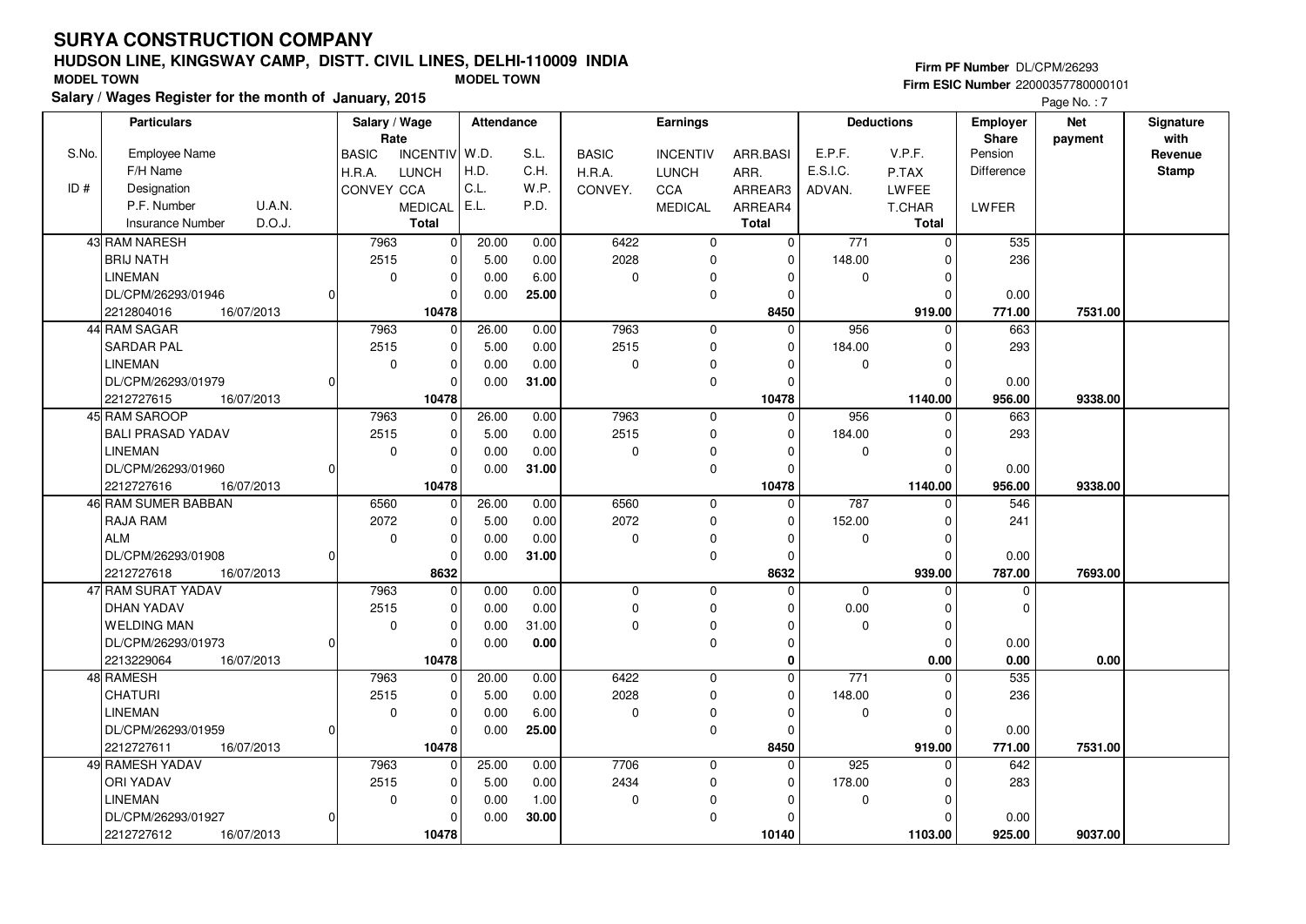# SURYA CONSTRUCTION COMPANY

## HUDSON LINE, KINGSWAY CAMP, DISTT. CIVIL LINES, DELHI-110009 INDIA

MODEL TOWN | MODEL TOWN

**Salary / Wages Register for the month of January, 2015**

Firm PF Number DL/CPM/26293
Firm ESIC Number 22000357780000101

| S.No. / ID # | Particulars: Employee Name / F/H Name / Designation / P.F. Number, U.A.N. / Insurance Number, D.O.J. | Salary / Wage Rate: BASIC / H.R.A. / CONVEY | INCENTIV / LUNCH / CCA / MEDICAL / Total | Attendance: W.D. / H.D. / C.L. / E.L. | S.L. / C.H. / W.P. / P.D. | Earnings: BASIC / H.R.A. / CONVEY. | INCENTIV / LUNCH / CCA / MEDICAL | ARR.BASI / ARR. / ARREAR3 / ARREAR4 / Total | Deductions: E.P.F. / E.S.I.C. / ADVAN. | V.P.F. / P.TAX / LWFEE / T.CHAR / Total | Employer Share: Pension / Difference / LWFER | Net payment | Signature with Revenue Stamp |
|---|---|---|---|---|---|---|---|---|---|---|---|---|---|
| 43 | RAM NARESH / BRIJ NATH / LINEMAN / DL/CPM/26293/01946, 0 / 2212804016, 16/07/2013 | 7963 / 2515 / 0 | 0 / 0 / 0 / 0 / 10478 | 20.00 / 5.00 / 0.00 / 0.00 | 0.00 / 0.00 / 6.00 / 25.00 | 6422 / 2028 / 0 | 0 / 0 / 0 / 0 | 0 / 0 / 0 / 0 / 8450 | 771 / 148.00 / 0 | 0 / 0 / 0 / 0 / 919.00 | 535 / 236 / 0.00 / 771.00 | 7531.00 | |
| 44 | RAM SAGAR / SARDAR PAL / LINEMAN / DL/CPM/26293/01979, 0 / 2212727615, 16/07/2013 | 7963 / 2515 / 0 | 0 / 0 / 0 / 0 / 10478 | 26.00 / 5.00 / 0.00 / 0.00 | 0.00 / 0.00 / 0.00 / 31.00 | 7963 / 2515 / 0 | 0 / 0 / 0 / 0 | 0 / 0 / 0 / 0 / 10478 | 956 / 184.00 / 0 | 0 / 0 / 0 / 0 / 1140.00 | 663 / 293 / 0.00 / 956.00 | 9338.00 | |
| 45 | RAM SAROOP / BALI PRASAD YADAV / LINEMAN / DL/CPM/26293/01960, 0 / 2212727616, 16/07/2013 | 7963 / 2515 / 0 | 0 / 0 / 0 / 0 / 10478 | 26.00 / 5.00 / 0.00 / 0.00 | 0.00 / 0.00 / 0.00 / 31.00 | 7963 / 2515 / 0 | 0 / 0 / 0 / 0 | 0 / 0 / 0 / 0 / 10478 | 956 / 184.00 / 0 | 0 / 0 / 0 / 0 / 1140.00 | 663 / 293 / 0.00 / 956.00 | 9338.00 | |
| 46 | RAM SUMER BABBAN / RAJA RAM / ALM / DL/CPM/26293/01908, 0 / 2212727618, 16/07/2013 | 6560 / 2072 / 0 | 0 / 0 / 0 / 0 / 8632 | 26.00 / 5.00 / 0.00 / 0.00 | 0.00 / 0.00 / 0.00 / 31.00 | 6560 / 2072 / 0 | 0 / 0 / 0 / 0 | 0 / 0 / 0 / 0 / 8632 | 787 / 152.00 / 0 | 0 / 0 / 0 / 0 / 939.00 | 546 / 241 / 0.00 / 787.00 | 7693.00 | |
| 47 | RAM SURAT YADAV / DHAN YADAV / WELDING MAN / DL/CPM/26293/01973, 0 / 2213229064, 16/07/2013 | 7963 / 2515 / 0 | 0 / 0 / 0 / 0 / 10478 | 0.00 / 0.00 / 0.00 / 0.00 | 0.00 / 0.00 / 31.00 / 0.00 | 0 / 0 / 0 | 0 / 0 / 0 / 0 | 0 / 0 / 0 / 0 / 0 | 0 / 0.00 / 0 | 0 / 0 / 0 / 0 / 0.00 | 0 / 0 / 0.00 / 0.00 | 0.00 | |
| 48 | RAMESH / CHATURI / LINEMAN / DL/CPM/26293/01959, 0 / 2212727611, 16/07/2013 | 7963 / 2515 / 0 | 0 / 0 / 0 / 0 / 10478 | 20.00 / 5.00 / 0.00 / 0.00 | 0.00 / 0.00 / 6.00 / 25.00 | 6422 / 2028 / 0 | 0 / 0 / 0 / 0 | 0 / 0 / 0 / 0 / 8450 | 771 / 148.00 / 0 | 0 / 0 / 0 / 0 / 919.00 | 535 / 236 / 0.00 / 771.00 | 7531.00 | |
| 49 | RAMESH YADAV / ORI YADAV / LINEMAN / DL/CPM/26293/01927, 0 / 2212727612, 16/07/2013 | 7963 / 2515 / 0 | 0 / 0 / 0 / 0 / 10478 | 25.00 / 5.00 / 0.00 / 0.00 | 0.00 / 0.00 / 1.00 / 30.00 | 7706 / 2434 / 0 | 0 / 0 / 0 / 0 | 0 / 0 / 0 / 0 / 10140 | 925 / 178.00 / 0 | 0 / 0 / 0 / 0 / 1103.00 | 642 / 283 / 0.00 / 925.00 | 9037.00 | |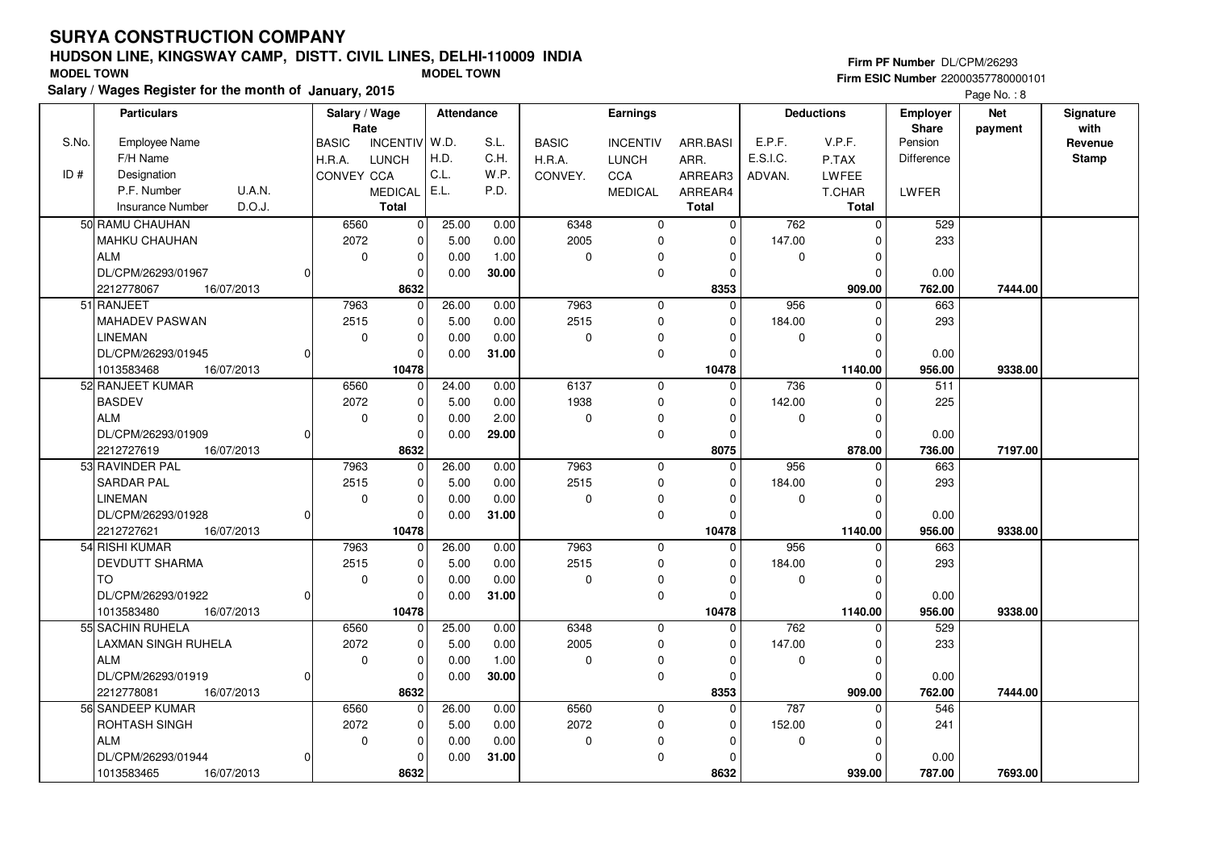# SURYA CONSTRUCTION COMPANY

## HUDSON LINE, KINGSWAY CAMP, DISTT. CIVIL LINES, DELHI-110009 INDIA

MODEL TOWN | MODEL TOWN

**Salary / Wages Register for the month of January, 2015**

Firm PF Number DL/CPM/26293
Firm ESIC Number 22000357780000101

| S.No. / ID # | Particulars: Employee Name / F/H Name / Designation / P.F. Number U.A.N. / Insurance Number D.O.J. | Salary / Wage Rate: BASIC / H.R.A. / CONVEY | INCENTIV / LUNCH / CCA / MEDICAL / Total | Attendance: W.D. / H.D. / C.L. / E.L. | S.L. / C.H. / W.P. / P.D. | Earnings: BASIC / H.R.A. / CONVEY. | INCENTIV / LUNCH / CCA / MEDICAL | ARR.BASI / ARR. / ARREAR3 / ARREAR4 / Total | Deductions: E.P.F. / E.S.I.C. / ADVAN. | V.P.F. / P.TAX / LWFEE / T.CHAR / Total | Employer Share: Pension / Difference / LWFER | Net payment | Signature with Revenue Stamp |
|---|---|---|---|---|---|---|---|---|---|---|---|---|---|
| 50 | RAMU CHAUHAN / MAHKU CHAUHAN / ALM / DL/CPM/26293/01967 0 / 2212778067 16/07/2013 | 6560 / 2072 / 0 | 0 / 0 / 0 / 0 / 8632 | 25.00 / 5.00 / 0.00 / 0.00 | 0.00 / 0.00 / 1.00 / 30.00 | 6348 / 2005 / 0 | 0 / 0 / 0 / 0 | 0 / 0 / 0 / 0 / 8353 | 762 / 147.00 / 0 | 0 / 0 / 0 / 0 / 909.00 | 529 / 233 / 0.00 / 762.00 | 7444.00 | |
| 51 | RANJEET / MAHADEV PASWAN / LINEMAN / DL/CPM/26293/01945 0 / 1013583468 16/07/2013 | 7963 / 2515 / 0 | 0 / 0 / 0 / 0 / 10478 | 26.00 / 5.00 / 0.00 / 0.00 | 0.00 / 0.00 / 0.00 / 31.00 | 7963 / 2515 / 0 | 0 / 0 / 0 / 0 | 0 / 0 / 0 / 0 / 10478 | 956 / 184.00 / 0 | 0 / 0 / 0 / 0 / 1140.00 | 663 / 293 / 0.00 / 956.00 | 9338.00 | |
| 52 | RANJEET KUMAR / BASDEV / ALM / DL/CPM/26293/01909 0 / 2212727619 16/07/2013 | 6560 / 2072 / 0 | 0 / 0 / 0 / 0 / 8632 | 24.00 / 5.00 / 0.00 / 0.00 | 0.00 / 0.00 / 2.00 / 29.00 | 6137 / 1938 / 0 | 0 / 0 / 0 / 0 | 0 / 0 / 0 / 0 / 8075 | 736 / 142.00 / 0 | 0 / 0 / 0 / 0 / 878.00 | 511 / 225 / 0.00 / 736.00 | 7197.00 | |
| 53 | RAVINDER PAL / SARDAR PAL / LINEMAN / DL/CPM/26293/01928 0 / 2212727621 16/07/2013 | 7963 / 2515 / 0 | 0 / 0 / 0 / 0 / 10478 | 26.00 / 5.00 / 0.00 / 0.00 | 0.00 / 0.00 / 0.00 / 31.00 | 7963 / 2515 / 0 | 0 / 0 / 0 / 0 | 0 / 0 / 0 / 0 / 10478 | 956 / 184.00 / 0 | 0 / 0 / 0 / 0 / 1140.00 | 663 / 293 / 0.00 / 956.00 | 9338.00 | |
| 54 | RISHI KUMAR / DEVDUTT SHARMA / TO / DL/CPM/26293/01922 0 / 1013583480 16/07/2013 | 7963 / 2515 / 0 | 0 / 0 / 0 / 0 / 10478 | 26.00 / 5.00 / 0.00 / 0.00 | 0.00 / 0.00 / 0.00 / 31.00 | 7963 / 2515 / 0 | 0 / 0 / 0 / 0 | 0 / 0 / 0 / 0 / 10478 | 956 / 184.00 / 0 | 0 / 0 / 0 / 0 / 1140.00 | 663 / 293 / 0.00 / 956.00 | 9338.00 | |
| 55 | SACHIN RUHELA / LAXMAN SINGH RUHELA / ALM / DL/CPM/26293/01919 0 / 2212778081 16/07/2013 | 6560 / 2072 / 0 | 0 / 0 / 0 / 0 / 8632 | 25.00 / 5.00 / 0.00 / 0.00 | 0.00 / 0.00 / 1.00 / 30.00 | 6348 / 2005 / 0 | 0 / 0 / 0 / 0 | 0 / 0 / 0 / 0 / 8353 | 762 / 147.00 / 0 | 0 / 0 / 0 / 0 / 909.00 | 529 / 233 / 0.00 / 762.00 | 7444.00 | |
| 56 | SANDEEP KUMAR / ROHTASH SINGH / ALM / DL/CPM/26293/01944 0 / 1013583465 16/07/2013 | 6560 / 2072 / 0 | 0 / 0 / 0 / 0 / 8632 | 26.00 / 5.00 / 0.00 / 0.00 | 0.00 / 0.00 / 0.00 / 31.00 | 6560 / 2072 / 0 | 0 / 0 / 0 / 0 | 0 / 0 / 0 / 0 / 8632 | 787 / 152.00 / 0 | 0 / 0 / 0 / 0 / 939.00 | 546 / 241 / 0.00 / 787.00 | 7693.00 | |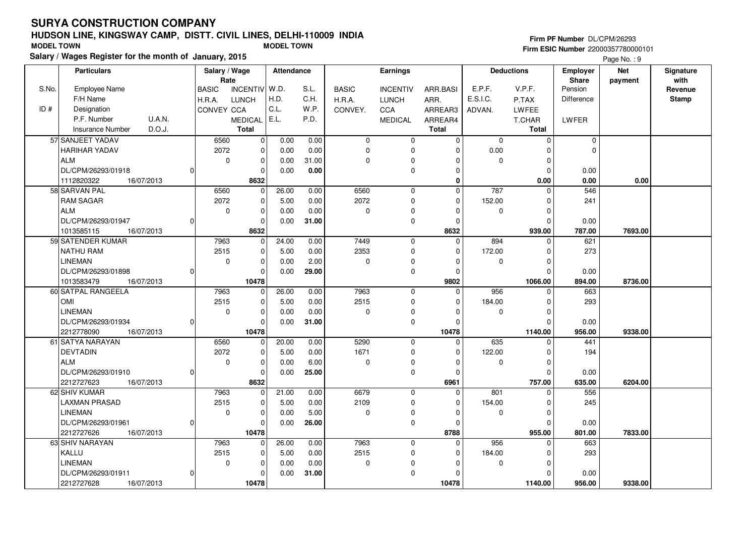# SURYA CONSTRUCTION COMPANY

## HUDSON LINE, KINGSWAY CAMP, DISTT. CIVIL LINES, DELHI-110009 INDIA

MODEL TOWN **MODEL TOWN**

**Salary / Wages Register for the month of January, 2015**

Firm PF Number DL/CPM/26293
Firm ESIC Number 22000357780000101

| S.No. / ID # | Particulars: Employee Name / F/H Name / Designation / P.F. Number U.A.N. / Insurance Number D.O.J. | Salary / Wage Rate: BASIC / H.R.A. / CONVEY | INCENTIV / LUNCH / CCA / MEDICAL / Total | Attendance: W.D. / H.D. / C.L. / E.L. | S.L. / C.H. / W.P. / P.D. | Earnings: BASIC / H.R.A. / CONVEY. | INCENTIV / LUNCH / CCA / MEDICAL | ARR.BASI / ARR. / ARREAR3 / ARREAR4 / Total | Deductions: E.P.F. / E.S.I.C. / ADVAN. | V.P.F. / P.TAX / LWFEE / T.CHAR / Total | Employer Share: Pension / Difference / LWFER | Net payment | Signature with Revenue Stamp |
|---|---|---|---|---|---|---|---|---|---|---|---|---|---|
| 57 | SANJEET YADAV / HARIHAR YADAV / ALM / DL/CPM/26293/01918 0 / 1112820322 16/07/2013 | 6560 / 2072 / 0 | 0 / 0 / 0 / 0 / 8632 | 0.00 / 0.00 / 0.00 / 0.00 | 0.00 / 0.00 / 31.00 / 0.00 | 0 / 0 / 0 | 0 / 0 / 0 / 0 | 0 / 0 / 0 / 0 / 0 | 0 / 0.00 / 0 | 0 / 0 / 0 / 0 / 0.00 | 0 / 0 / 0.00 / 0.00 | 0.00 | |
| 58 | SARVAN PAL / RAM SAGAR / ALM / DL/CPM/26293/01947 0 / 1013585115 16/07/2013 | 6560 / 2072 / 0 | 0 / 0 / 0 / 0 / 8632 | 26.00 / 5.00 / 0.00 / 0.00 | 0.00 / 0.00 / 0.00 / 31.00 | 6560 / 2072 / 0 | 0 / 0 / 0 / 0 | 0 / 0 / 0 / 0 / 8632 | 787 / 152.00 / 0 | 0 / 0 / 0 / 0 / 939.00 | 546 / 241 / 0.00 / 787.00 | 7693.00 | |
| 59 | SATENDER KUMAR / NATHU RAM / LINEMAN / DL/CPM/26293/01898 0 / 1013583479 16/07/2013 | 7963 / 2515 / 0 | 0 / 0 / 0 / 0 / 10478 | 24.00 / 5.00 / 0.00 / 0.00 | 0.00 / 0.00 / 2.00 / 29.00 | 7449 / 2353 / 0 | 0 / 0 / 0 / 0 | 0 / 0 / 0 / 0 / 9802 | 894 / 172.00 / 0 | 0 / 0 / 0 / 0 / 1066.00 | 621 / 273 / 0.00 / 894.00 | 8736.00 | |
| 60 | SATPAL RANGEELA / OMI / LINEMAN / DL/CPM/26293/01934 0 / 2212778090 16/07/2013 | 7963 / 2515 / 0 | 0 / 0 / 0 / 0 / 10478 | 26.00 / 5.00 / 0.00 / 0.00 | 0.00 / 0.00 / 0.00 / 31.00 | 7963 / 2515 / 0 | 0 / 0 / 0 / 0 | 0 / 0 / 0 / 0 / 10478 | 956 / 184.00 / 0 | 0 / 0 / 0 / 0 / 1140.00 | 663 / 293 / 0.00 / 956.00 | 9338.00 | |
| 61 | SATYA NARAYAN / DEVTADIN / ALM / DL/CPM/26293/01910 0 / 2212727623 16/07/2013 | 6560 / 2072 / 0 | 0 / 0 / 0 / 0 / 8632 | 20.00 / 5.00 / 0.00 / 0.00 | 0.00 / 0.00 / 6.00 / 25.00 | 5290 / 1671 / 0 | 0 / 0 / 0 / 0 | 0 / 0 / 0 / 0 / 6961 | 635 / 122.00 / 0 | 0 / 0 / 0 / 0 / 757.00 | 441 / 194 / 0.00 / 635.00 | 6204.00 | |
| 62 | SHIV KUMAR / LAXMAN PRASAD / LINEMAN / DL/CPM/26293/01961 0 / 2212727626 16/07/2013 | 7963 / 2515 / 0 | 0 / 0 / 0 / 0 / 10478 | 21.00 / 5.00 / 0.00 / 0.00 | 0.00 / 0.00 / 5.00 / 26.00 | 6679 / 2109 / 0 | 0 / 0 / 0 / 0 | 0 / 0 / 0 / 0 / 8788 | 801 / 154.00 / 0 | 0 / 0 / 0 / 0 / 955.00 | 556 / 245 / 0.00 / 801.00 | 7833.00 | |
| 63 | SHIV NARAYAN / KALLU / LINEMAN / DL/CPM/26293/01911 0 / 2212727628 16/07/2013 | 7963 / 2515 / 0 | 0 / 0 / 0 / 0 / 10478 | 26.00 / 5.00 / 0.00 / 0.00 | 0.00 / 0.00 / 0.00 / 31.00 | 7963 / 2515 / 0 | 0 / 0 / 0 / 0 | 0 / 0 / 0 / 0 / 10478 | 956 / 184.00 / 0 | 0 / 0 / 0 / 0 / 1140.00 | 663 / 293 / 0.00 / 956.00 | 9338.00 | |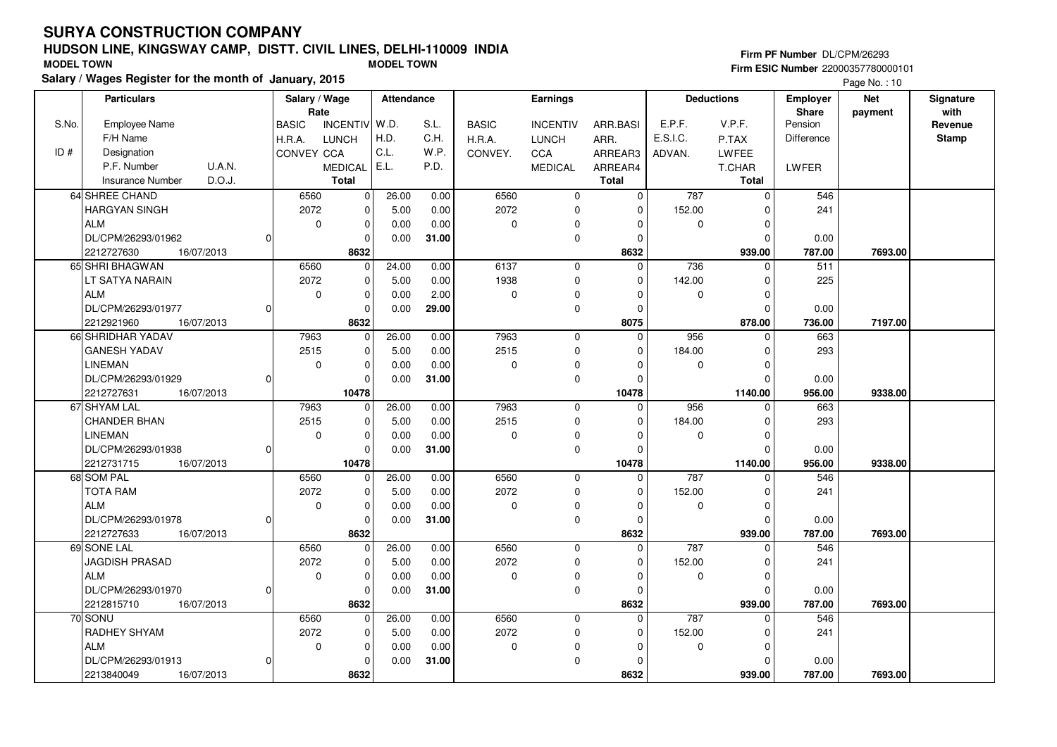# SURYA CONSTRUCTION COMPANY

## HUDSON LINE, KINGSWAY CAMP, DISTT. CIVIL LINES, DELHI-110009 INDIA

MODEL TOWN | MODEL TOWN

**Salary / Wages Register for the month of January, 2015**

Firm PF Number DL/CPM/26293
Firm ESIC Number 22000357780000101

| S.No. / ID # | Employee Name / F/H Name / Designation / P.F. Number / U.A.N. / Insurance Number / D.O.J. | Salary / Wage Rate: BASIC / H.R.A. / CONVEY | INCENTIV / LUNCH / CCA / MEDICAL / Total | Attendance: W.D. / H.D. / C.L. / E.L. | S.L. / C.H. / W.P. / P.D. | Earnings: BASIC / H.R.A. / CONVEY. | INCENTIV / LUNCH / CCA / MEDICAL | ARR.BASI / ARR. / ARREAR3 / ARREAR4 / Total | Deductions: E.P.F. / E.S.I.C. / ADVAN. | V.P.F. / P.TAX / LWFEE / T.CHAR / Total | Employer Share: Pension / Difference / LWFER | Net payment | Signature with Revenue Stamp |
|---|---|---|---|---|---|---|---|---|---|---|---|---|---|
| 64 | SHREE CHAND / HARGYAN SINGH / ALM / DL/CPM/26293/01962 / 0 / 2212727630 / 16/07/2013 | 6560 / 2072 / 0 | 0 / 0 / 0 / 0 / 8632 | 26.00 / 5.00 / 0.00 / 0.00 | 0.00 / 0.00 / 0.00 / 31.00 | 6560 / 2072 / 0 | 0 / 0 / 0 / 0 | 0 / 0 / 0 / 0 / 8632 | 787 / 152.00 / 0 | 0 / 0 / 0 / 0 / 939.00 | 546 / 241 / 0.00 / 787.00 | 7693.00 | |
| 65 | SHRI BHAGWAN / LT SATYA NARAIN / ALM / DL/CPM/26293/01977 / 0 / 2212921960 / 16/07/2013 | 6560 / 2072 / 0 | 0 / 0 / 0 / 0 / 8632 | 24.00 / 5.00 / 0.00 / 0.00 | 0.00 / 0.00 / 2.00 / 29.00 | 6137 / 1938 / 0 | 0 / 0 / 0 / 0 | 0 / 0 / 0 / 0 / 8075 | 736 / 142.00 / 0 | 0 / 0 / 0 / 0 / 878.00 | 511 / 225 / 0.00 / 736.00 | 7197.00 | |
| 66 | SHRIDHAR YADAV / GANESH YADAV / LINEMAN / DL/CPM/26293/01929 / 0 / 2212727631 / 16/07/2013 | 7963 / 2515 / 0 | 0 / 0 / 0 / 0 / 10478 | 26.00 / 5.00 / 0.00 / 0.00 | 0.00 / 0.00 / 0.00 / 31.00 | 7963 / 2515 / 0 | 0 / 0 / 0 / 0 | 0 / 0 / 0 / 0 / 10478 | 956 / 184.00 / 0 | 0 / 0 / 0 / 0 / 1140.00 | 663 / 293 / 0.00 / 956.00 | 9338.00 | |
| 67 | SHYAM LAL / CHANDER BHAN / LINEMAN / DL/CPM/26293/01938 / 0 / 2212731715 / 16/07/2013 | 7963 / 2515 / 0 | 0 / 0 / 0 / 0 / 10478 | 26.00 / 5.00 / 0.00 / 0.00 | 0.00 / 0.00 / 0.00 / 31.00 | 7963 / 2515 / 0 | 0 / 0 / 0 / 0 | 0 / 0 / 0 / 0 / 10478 | 956 / 184.00 / 0 | 0 / 0 / 0 / 0 / 1140.00 | 663 / 293 / 0.00 / 956.00 | 9338.00 | |
| 68 | SOM PAL / TOTA RAM / ALM / DL/CPM/26293/01978 / 0 / 2212727633 / 16/07/2013 | 6560 / 2072 / 0 | 0 / 0 / 0 / 0 / 8632 | 26.00 / 5.00 / 0.00 / 0.00 | 0.00 / 0.00 / 0.00 / 31.00 | 6560 / 2072 / 0 | 0 / 0 / 0 / 0 | 0 / 0 / 0 / 0 / 8632 | 787 / 152.00 / 0 | 0 / 0 / 0 / 0 / 939.00 | 546 / 241 / 0.00 / 787.00 | 7693.00 | |
| 69 | SONE LAL / JAGDISH PRASAD / ALM / DL/CPM/26293/01970 / 0 / 2212815710 / 16/07/2013 | 6560 / 2072 / 0 | 0 / 0 / 0 / 0 / 8632 | 26.00 / 5.00 / 0.00 / 0.00 | 0.00 / 0.00 / 0.00 / 31.00 | 6560 / 2072 / 0 | 0 / 0 / 0 / 0 | 0 / 0 / 0 / 0 / 8632 | 787 / 152.00 / 0 | 0 / 0 / 0 / 0 / 939.00 | 546 / 241 / 0.00 / 787.00 | 7693.00 | |
| 70 | SONU / RADHEY SHYAM / ALM / DL/CPM/26293/01913 / 0 / 2213840049 / 16/07/2013 | 6560 / 2072 / 0 | 0 / 0 / 0 / 0 / 8632 | 26.00 / 5.00 / 0.00 / 0.00 | 0.00 / 0.00 / 0.00 / 31.00 | 6560 / 2072 / 0 | 0 / 0 / 0 / 0 | 0 / 0 / 0 / 0 / 8632 | 787 / 152.00 / 0 | 0 / 0 / 0 / 0 / 939.00 | 546 / 241 / 0.00 / 787.00 | 7693.00 | |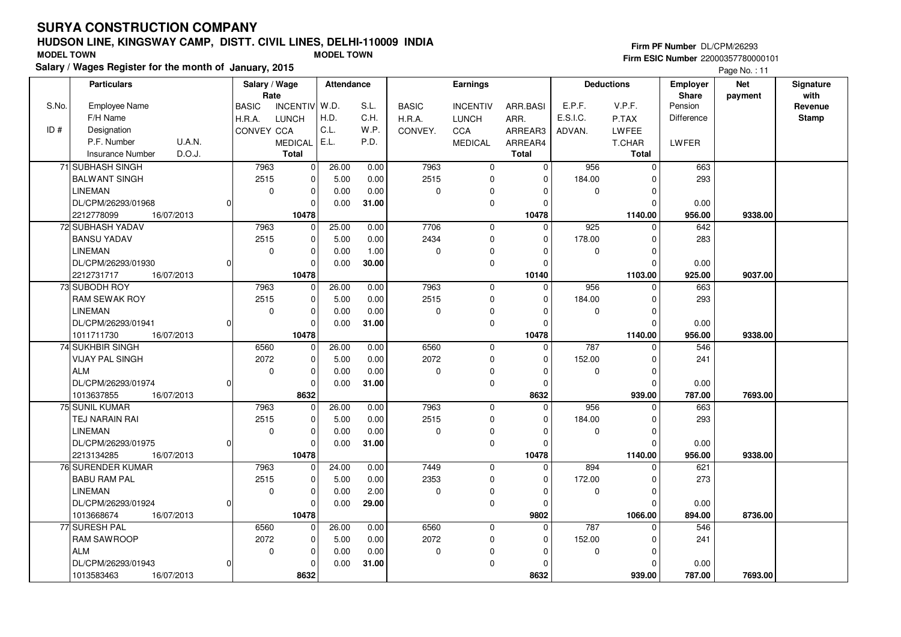# SURYA CONSTRUCTION COMPANY

## HUDSON LINE, KINGSWAY CAMP, DISTT. CIVIL LINES, DELHI-110009 INDIA

MODEL TOWN | MODEL TOWN

**Salary / Wages Register for the month of January, 2015**

Firm PF Number DL/CPM/26293
Firm ESIC Number 22000357780000101

Page No. : 11

| S.No. / ID # | Particulars: Employee Name / F/H Name / Designation / P.F. Number U.A.N. / Insurance Number D.O.J. | Salary / Wage Rate: BASIC / H.R.A. / CONVEY | INCENTIV / LUNCH / CCA / MEDICAL / Total | Attendance: W.D. / H.D. / C.L. / E.L. | S.L. / C.H. / W.P. / P.D. | Earnings: BASIC / H.R.A. / CONVEY. | INCENTIV / LUNCH / CCA / MEDICAL | ARR.BASI / ARR. / ARREAR3 / ARREAR4 / Total | Deductions: E.P.F. / E.S.I.C. / ADVAN. | V.P.F. / P.TAX / LWFEE / T.CHAR / Total | Employer Share: Pension / Difference / LWFER | Net payment | Signature with Revenue Stamp |
|---|---|---|---|---|---|---|---|---|---|---|---|---|---|
| 71 | SUBHASH SINGH / BALWANT SINGH / LINEMAN / DL/CPM/26293/01968 0 / 2212778099 16/07/2013 | 7963 / 2515 / 0 | 0 / 0 / 0 / 0 / 10478 | 26.00 / 5.00 / 0.00 / 0.00 | 0.00 / 0.00 / 0.00 / 31.00 | 7963 / 2515 / 0 | 0 / 0 / 0 / 0 | 0 / 0 / 0 / 0 / 10478 | 956 / 184.00 / 0 | 0 / 0 / 0 / 0 / 1140.00 | 663 / 293 / 0.00 / 956.00 | 9338.00 | |
| 72 | SUBHASH YADAV / BANSU YADAV / LINEMAN / DL/CPM/26293/01930 0 / 2212731717 16/07/2013 | 7963 / 2515 / 0 | 0 / 0 / 0 / 0 / 10478 | 25.00 / 5.00 / 0.00 / 0.00 | 0.00 / 0.00 / 1.00 / 30.00 | 7706 / 2434 / 0 | 0 / 0 / 0 / 0 | 0 / 0 / 0 / 0 / 10140 | 925 / 178.00 / 0 | 0 / 0 / 0 / 0 / 1103.00 | 642 / 283 / 0.00 / 925.00 | 9037.00 | |
| 73 | SUBODH ROY / RAM SEWAK ROY / LINEMAN / DL/CPM/26293/01941 0 / 1011711730 16/07/2013 | 7963 / 2515 / 0 | 0 / 0 / 0 / 0 / 10478 | 26.00 / 5.00 / 0.00 / 0.00 | 0.00 / 0.00 / 0.00 / 31.00 | 7963 / 2515 / 0 | 0 / 0 / 0 / 0 | 0 / 0 / 0 / 0 / 10478 | 956 / 184.00 / 0 | 0 / 0 / 0 / 0 / 1140.00 | 663 / 293 / 0.00 / 956.00 | 9338.00 | |
| 74 | SUKHBIR SINGH / VIJAY PAL SINGH / ALM / DL/CPM/26293/01974 0 / 1013637855 16/07/2013 | 6560 / 2072 / 0 | 0 / 0 / 0 / 0 / 8632 | 26.00 / 5.00 / 0.00 / 0.00 | 0.00 / 0.00 / 0.00 / 31.00 | 6560 / 2072 / 0 | 0 / 0 / 0 / 0 | 0 / 0 / 0 / 0 / 8632 | 787 / 152.00 / 0 | 0 / 0 / 0 / 0 / 939.00 | 546 / 241 / 0.00 / 787.00 | 7693.00 | |
| 75 | SUNIL KUMAR / TEJ NARAIN RAI / LINEMAN / DL/CPM/26293/01975 0 / 2213134285 16/07/2013 | 7963 / 2515 / 0 | 0 / 0 / 0 / 0 / 10478 | 26.00 / 5.00 / 0.00 / 0.00 | 0.00 / 0.00 / 0.00 / 31.00 | 7963 / 2515 / 0 | 0 / 0 / 0 / 0 | 0 / 0 / 0 / 0 / 10478 | 956 / 184.00 / 0 | 0 / 0 / 0 / 0 / 1140.00 | 663 / 293 / 0.00 / 956.00 | 9338.00 | |
| 76 | SURENDER KUMAR / BABU RAM PAL / LINEMAN / DL/CPM/26293/01924 0 / 1013668674 16/07/2013 | 7963 / 2515 / 0 | 0 / 0 / 0 / 0 / 10478 | 24.00 / 5.00 / 0.00 / 0.00 | 0.00 / 0.00 / 2.00 / 29.00 | 7449 / 2353 / 0 | 0 / 0 / 0 / 0 | 0 / 0 / 0 / 0 / 9802 | 894 / 172.00 / 0 | 0 / 0 / 0 / 0 / 1066.00 | 621 / 273 / 0.00 / 894.00 | 8736.00 | |
| 77 | SURESH PAL / RAM SAWROOP / ALM / DL/CPM/26293/01943 0 / 1013583463 16/07/2013 | 6560 / 2072 / 0 | 0 / 0 / 0 / 0 / 8632 | 26.00 / 5.00 / 0.00 / 0.00 | 0.00 / 0.00 / 0.00 / 31.00 | 6560 / 2072 / 0 | 0 / 0 / 0 / 0 | 0 / 0 / 0 / 0 / 8632 | 787 / 152.00 / 0 | 0 / 0 / 0 / 0 / 939.00 | 546 / 241 / 0.00 / 787.00 | 7693.00 | |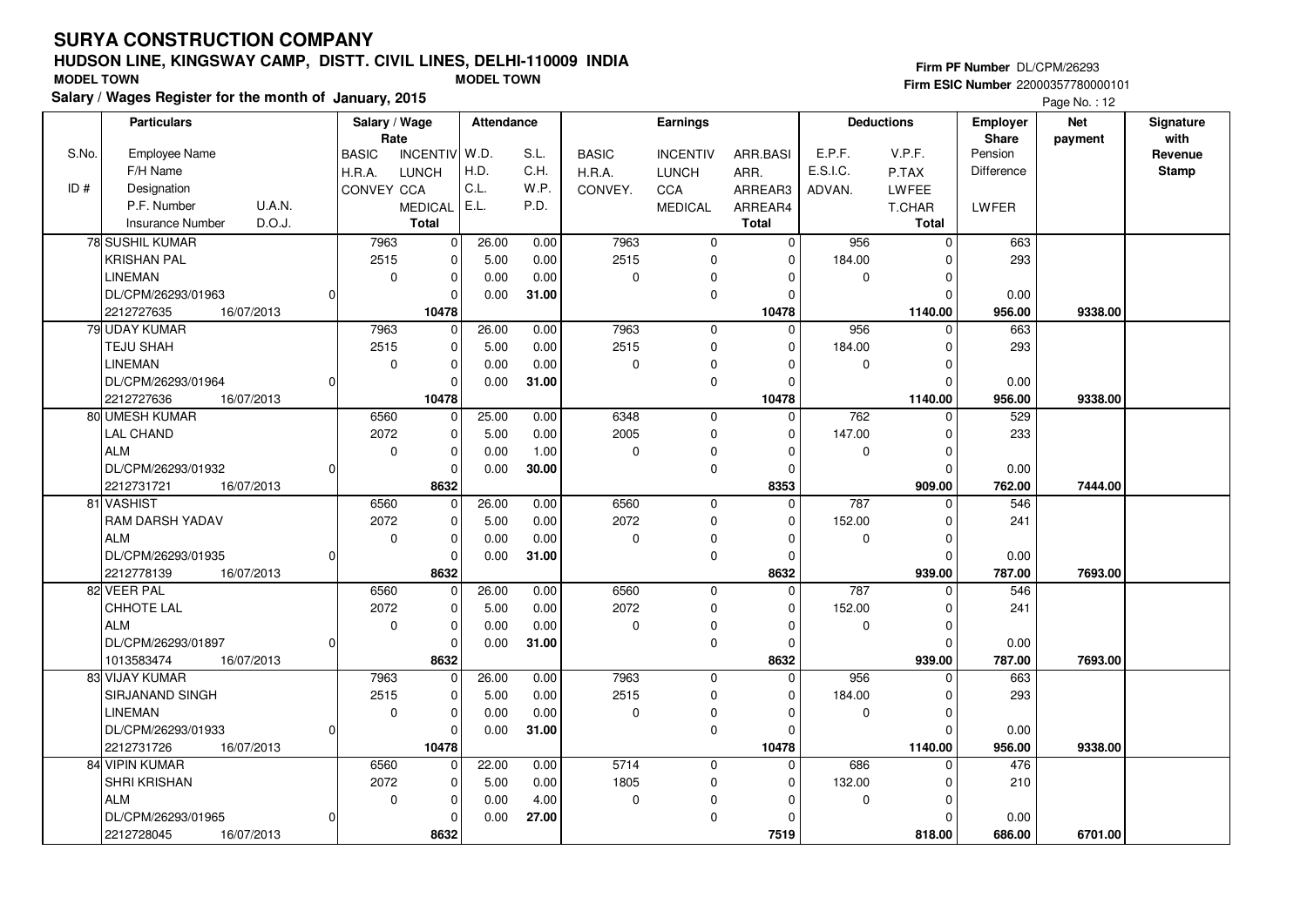# SURYA CONSTRUCTION COMPANY

## HUDSON LINE, KINGSWAY CAMP, DISTT. CIVIL LINES, DELHI-110009 INDIA

**MODEL TOWN** MODEL TOWN

**Salary / Wages Register for the month of January, 2015**

Firm PF Number DL/CPM/26293
Firm ESIC Number 22000357780000101

Page No. : 12

| S.No. / ID # | Employee Name / F/H Name / Designation / P.F. Number U.A.N. / Insurance Number D.O.J. | BASIC / H.R.A. / CONVEY (Rate) | INCENTIV / LUNCH / CCA / MEDICAL / Total (Rate) | W.D. / H.D. / C.L. / E.L. | S.L. / C.H. / W.P. / P.D. | BASIC / H.R.A. / CONVEY. | INCENTIV / LUNCH / CCA / MEDICAL | ARR.BASI / ARR. / ARREAR3 / ARREAR4 / Total | E.P.F. / E.S.I.C. / ADVAN. | V.P.F. / P.TAX / LWFEE / T.CHAR / Total | Employer Share: Pension / Difference / LWFER | Net payment | Signature with Revenue Stamp |
|---|---|---|---|---|---|---|---|---|---|---|---|---|---|
| 78 | SUSHIL KUMAR<br>KRISHAN PAL<br>LINEMAN<br>DL/CPM/26293/01963 0<br>2212727635 16/07/2013 | 7963<br>2515<br>0 | 0<br>0<br>0<br>0<br>10478 | 26.00<br>5.00<br>0.00<br>0.00 | 0.00<br>0.00<br>0.00<br>31.00 | 7963<br>2515<br>0 | 0<br>0<br>0<br>0 | 0<br>0<br>0<br>0<br>10478 | 956<br>184.00<br>0 | 0<br>0<br>0<br>0<br>1140.00 | 663<br>293<br>0.00<br>956.00 | 9338.00 | |
| 79 | UDAY KUMAR<br>TEJU SHAH<br>LINEMAN<br>DL/CPM/26293/01964 0<br>2212727636 16/07/2013 | 7963<br>2515<br>0 | 0<br>0<br>0<br>0<br>10478 | 26.00<br>5.00<br>0.00<br>0.00 | 0.00<br>0.00<br>0.00<br>31.00 | 7963<br>2515<br>0 | 0<br>0<br>0<br>0 | 0<br>0<br>0<br>0<br>10478 | 956<br>184.00<br>0 | 0<br>0<br>0<br>0<br>1140.00 | 663<br>293<br>0.00<br>956.00 | 9338.00 | |
| 80 | UMESH KUMAR<br>LAL CHAND<br>ALM<br>DL/CPM/26293/01932 0<br>2212731721 16/07/2013 | 6560<br>2072<br>0 | 0<br>0<br>0<br>0<br>8632 | 25.00<br>5.00<br>0.00<br>0.00 | 0.00<br>0.00<br>1.00<br>30.00 | 6348<br>2005<br>0 | 0<br>0<br>0<br>0 | 0<br>0<br>0<br>0<br>8353 | 762<br>147.00<br>0 | 0<br>0<br>0<br>0<br>909.00 | 529<br>233<br>0.00<br>762.00 | 7444.00 | |
| 81 | VASHIST<br>RAM DARSH YADAV<br>ALM<br>DL/CPM/26293/01935 0<br>2212778139 16/07/2013 | 6560<br>2072<br>0 | 0<br>0<br>0<br>0<br>8632 | 26.00<br>5.00<br>0.00<br>0.00 | 0.00<br>0.00<br>0.00<br>31.00 | 6560<br>2072<br>0 | 0<br>0<br>0<br>0 | 0<br>0<br>0<br>0<br>8632 | 787<br>152.00<br>0 | 0<br>0<br>0<br>0<br>939.00 | 546<br>241<br>0.00<br>787.00 | 7693.00 | |
| 82 | VEER PAL<br>CHHOTE LAL<br>ALM<br>DL/CPM/26293/01897 0<br>1013583474 16/07/2013 | 6560<br>2072<br>0 | 0<br>0<br>0<br>0<br>8632 | 26.00<br>5.00<br>0.00<br>0.00 | 0.00<br>0.00<br>0.00<br>31.00 | 6560<br>2072<br>0 | 0<br>0<br>0<br>0 | 0<br>0<br>0<br>0<br>8632 | 787<br>152.00<br>0 | 0<br>0<br>0<br>0<br>939.00 | 546<br>241<br>0.00<br>787.00 | 7693.00 | |
| 83 | VIJAY KUMAR<br>SIRJANAND SINGH<br>LINEMAN<br>DL/CPM/26293/01933 0<br>2212731726 16/07/2013 | 7963<br>2515<br>0 | 0<br>0<br>0<br>0<br>10478 | 26.00<br>5.00<br>0.00<br>0.00 | 0.00<br>0.00<br>0.00<br>31.00 | 7963<br>2515<br>0 | 0<br>0<br>0<br>0 | 0<br>0<br>0<br>0<br>10478 | 956<br>184.00<br>0 | 0<br>0<br>0<br>0<br>1140.00 | 663<br>293<br>0.00<br>956.00 | 9338.00 | |
| 84 | VIPIN KUMAR<br>SHRI KRISHAN<br>ALM<br>DL/CPM/26293/01965 0<br>2212728045 16/07/2013 | 6560<br>2072<br>0 | 0<br>0<br>0<br>0<br>8632 | 22.00<br>5.00<br>0.00<br>0.00 | 0.00<br>0.00<br>4.00<br>27.00 | 5714<br>1805<br>0 | 0<br>0<br>0<br>0 | 0<br>0<br>0<br>0<br>7519 | 686<br>132.00<br>0 | 0<br>0<br>0<br>0<br>818.00 | 476<br>210<br>0.00<br>686.00 | 6701.00 | |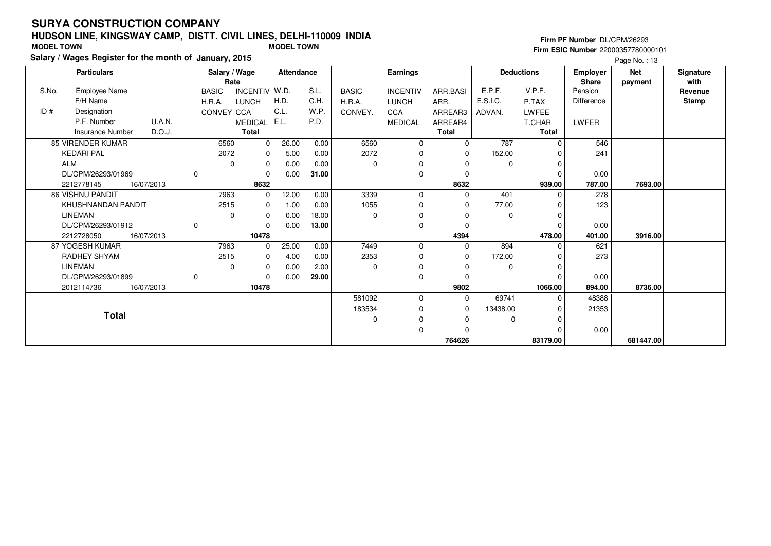# SURYA CONSTRUCTION COMPANY

## HUDSON LINE, KINGSWAY CAMP, DISTT. CIVIL LINES, DELHI-110009 INDIA

**MODEL TOWN** **MODEL TOWN**

**Salary / Wages Register for the month of January, 2015**

**Firm PF Number** DL/CPM/26293
**Firm ESIC Number** 22000357780000101

Page No. : 13

| S.No. / ID # | Particulars: Employee Name / F/H Name / Designation / P.F. Number / U.A.N. / Insurance Number / D.O.J. | | Salary / Wage Rate: BASIC / H.R.A. / CONVEY | INCENTIV / LUNCH / CCA / MEDICAL / Total | Attendance: W.D. / H.D. / C.L. / E.L. | S.L. / C.H. / W.P. / P.D. | Earnings: BASIC / H.R.A. / CONVEY. | INCENTIV / LUNCH / CCA / MEDICAL | ARR.BASI / ARR. / ARREAR3 / ARREAR4 / Total | Deductions: E.P.F. / E.S.I.C. / ADVAN. | V.P.F. / P.TAX / LWFEE / T.CHAR / Total | Employer Share: Pension / Difference / LWFER | Net payment | Signature with Revenue Stamp |
|---|---|---|---|---|---|---|---|---|---|---|---|---|---|---|
| 85 | VIRENDER KUMAR | | 6560 | 0 | 26.00 | 0.00 | 6560 | 0 | 0 | 787 | 0 | 546 | | |
| | KEDARI PAL | | 2072 | 0 | 5.00 | 0.00 | 2072 | 0 | 0 | 152.00 | 0 | 241 | | |
| | ALM | | 0 | 0 | 0.00 | 0.00 | 0 | 0 | 0 | 0 | 0 | | | |
| | DL/CPM/26293/01969 | 0 | | 0 | 0.00 | **31.00** | | 0 | 0 | | 0 | 0.00 | | |
| | 2212778145 | 16/07/2013 | | **8632** | | | | | **8632** | | **939.00** | **787.00** | **7693.00** | |
| 86 | VISHNU PANDIT | | 7963 | 0 | 12.00 | 0.00 | 3339 | 0 | 0 | 401 | 0 | 278 | | |
| | KHUSHNANDAN PANDIT | | 2515 | 0 | 1.00 | 0.00 | 1055 | 0 | 0 | 77.00 | 0 | 123 | | |
| | LINEMAN | | 0 | 0 | 0.00 | 18.00 | 0 | 0 | 0 | 0 | 0 | | | |
| | DL/CPM/26293/01912 | 0 | | 0 | 0.00 | **13.00** | | 0 | 0 | | 0 | 0.00 | | |
| | 2212728050 | 16/07/2013 | | **10478** | | | | | **4394** | | **478.00** | **401.00** | **3916.00** | |
| 87 | YOGESH KUMAR | | 7963 | 0 | 25.00 | 0.00 | 7449 | 0 | 0 | 894 | 0 | 621 | | |
| | RADHEY SHYAM | | 2515 | 0 | 4.00 | 0.00 | 2353 | 0 | 0 | 172.00 | 0 | 273 | | |
| | LINEMAN | | 0 | 0 | 0.00 | 2.00 | 0 | 0 | 0 | 0 | 0 | | | |
| | DL/CPM/26293/01899 | 0 | | 0 | 0.00 | **29.00** | | 0 | 0 | | 0 | 0.00 | | |
| | 2012114736 | 16/07/2013 | | **10478** | | | | | **9802** | | **1066.00** | **894.00** | **8736.00** | |
| | **Total** | | | | | | 581092 | 0 | 0 | 69741 | 0 | 48388 | | |
| | | | | | | | 183534 | 0 | 0 | 13438.00 | 0 | 21353 | | |
| | | | | | | | 0 | 0 | 0 | 0 | 0 | | | |
| | | | | | | | | 0 | 0 | | 0 | 0.00 | | |
| | | | | | | | | | **764626** | | **83179.00** | | **681447.00** | |